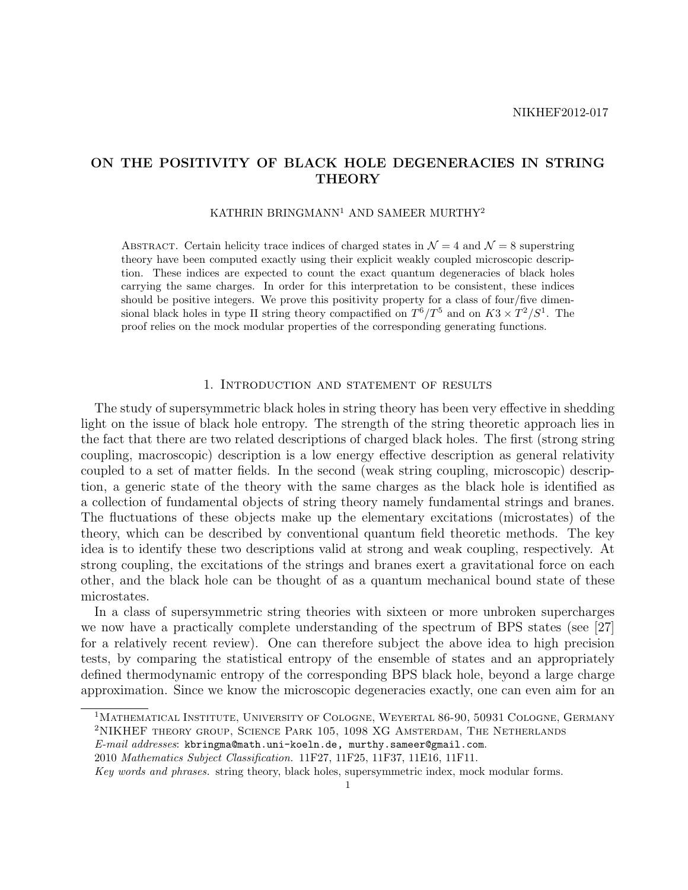NIKHEF2012-017

# ON THE POSITIVITY OF BLACK HOLE DEGENERACIES IN STRING THEORY

KATHRIN BRINGMANN[1] AND SAMEER MURTHY[2]

ABSTRACT. Certain helicity trace indices of charged states in $\mathcal{N}=4$ and $\mathcal{N}=8$ superstring theory have been computed exactly using their explicit weakly coupled microscopic description. These indices are expected to count the exact quantum degeneracies of black holes carrying the same charges. In order for this interpretation to be consistent, these indices should be positive integers. We prove this positivity property for a class of four/five dimensional black holes in type II string theory compactified on $T^6/T^5$ and on $K3 \times T^2/S^1$. The proof relies on the mock modular properties of the corresponding generating functions.

## 1. Introduction and statement of results

The study of supersymmetric black holes in string theory has been very effective in shedding light on the issue of black hole entropy. The strength of the string theoretic approach lies in the fact that there are two related descriptions of charged black holes. The first (strong string coupling, macroscopic) description is a low energy effective description as general relativity coupled to a set of matter fields. In the second (weak string coupling, microscopic) description, a generic state of the theory with the same charges as the black hole is identified as a collection of fundamental objects of string theory namely fundamental strings and branes. The fluctuations of these objects make up the elementary excitations (microstates) of the theory, which can be described by conventional quantum field theoretic methods. The key idea is to identify these two descriptions valid at strong and weak coupling, respectively. At strong coupling, the excitations of the strings and branes exert a gravitational force on each other, and the black hole can be thought of as a quantum mechanical bound state of these microstates.

In a class of supersymmetric string theories with sixteen or more unbroken supercharges we now have a practically complete understanding of the spectrum of BPS states (see [27] for a relatively recent review). One can therefore subject the above idea to high precision tests, by comparing the statistical entropy of the ensemble of states and an appropriately defined thermodynamic entropy of the corresponding BPS black hole, beyond a large charge approximation. Since we know the microscopic degeneracies exactly, one can even aim for an

---

[1] MATHEMATICAL INSTITUTE, UNIVERSITY OF COLOGNE, WEYERTAL 86-90, 50931 COLOGNE, GERMANY
[2] NIKHEF THEORY GROUP, SCIENCE PARK 105, 1098 XG AMSTERDAM, THE NETHERLANDS
*E-mail addresses*: kbringma@math.uni-koeln.de, murthy.sameer@gmail.com.
2010 *Mathematics Subject Classification.* 11F27, 11F25, 11F37, 11E16, 11F11.
*Key words and phrases.* string theory, black holes, supersymmetric index, mock modular forms.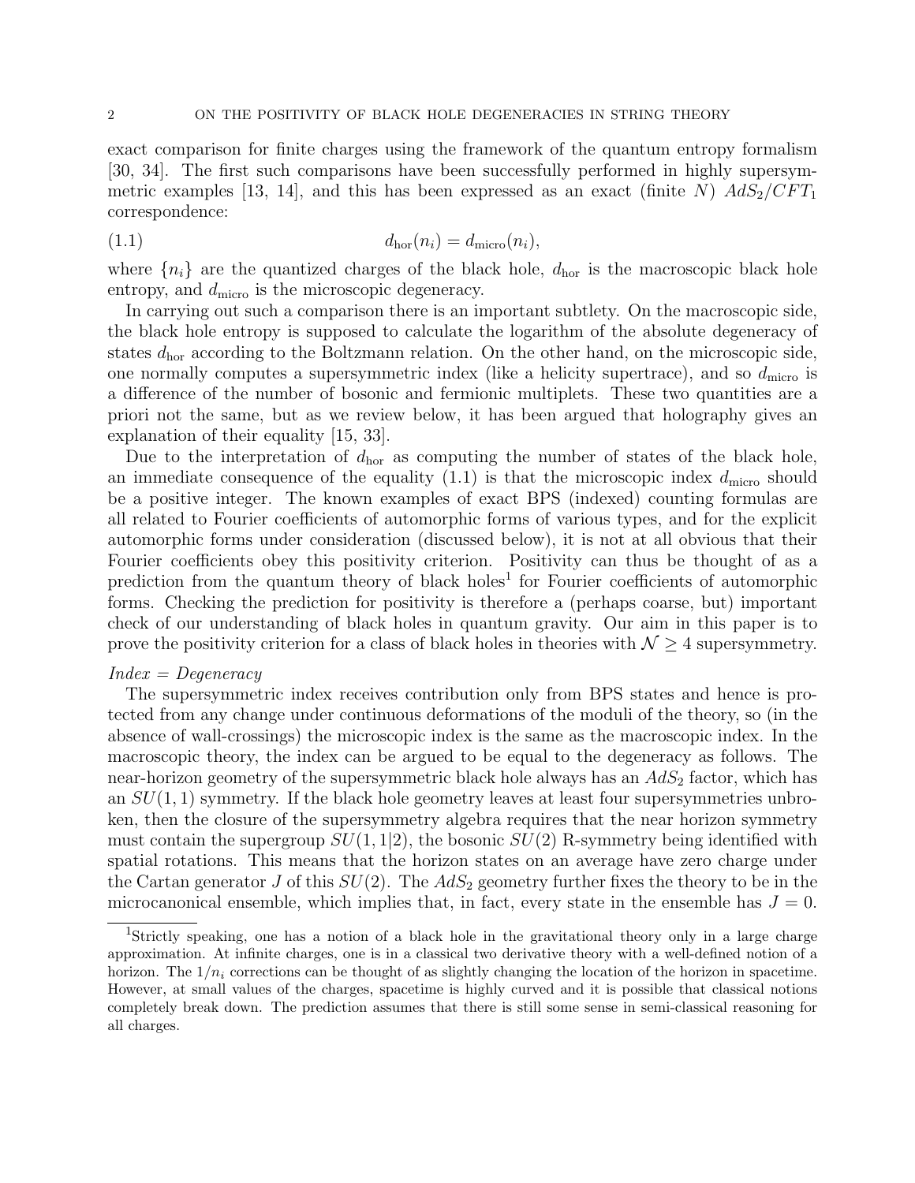exact comparison for finite charges using the framework of the quantum entropy formalism [30, 34]. The first such comparisons have been successfully performed in highly supersymmetric examples [13, 14], and this has been expressed as an exact (finite $N$) $AdS_2/CFT_1$ correspondence:

$$d_{\text{hor}}(n_i) = d_{\text{micro}}(n_i), \tag{1.1}$$

where $\{n_i\}$ are the quantized charges of the black hole, $d_{\text{hor}}$ is the macroscopic black hole entropy, and $d_{\text{micro}}$ is the microscopic degeneracy.

In carrying out such a comparison there is an important subtlety. On the macroscopic side, the black hole entropy is supposed to calculate the logarithm of the absolute degeneracy of states $d_{\text{hor}}$ according to the Boltzmann relation. On the other hand, on the microscopic side, one normally computes a supersymmetric index (like a helicity supertrace), and so $d_{\text{micro}}$ is a difference of the number of bosonic and fermionic multiplets. These two quantities are a priori not the same, but as we review below, it has been argued that holography gives an explanation of their equality [15, 33].

Due to the interpretation of $d_{\text{hor}}$ as computing the number of states of the black hole, an immediate consequence of the equality (1.1) is that the microscopic index $d_{\text{micro}}$ should be a positive integer. The known examples of exact BPS (indexed) counting formulas are all related to Fourier coefficients of automorphic forms of various types, and for the explicit automorphic forms under consideration (discussed below), it is not at all obvious that their Fourier coefficients obey this positivity criterion. Positivity can thus be thought of as a prediction from the quantum theory of black holes[1] for Fourier coefficients of automorphic forms. Checking the prediction for positivity is therefore a (perhaps coarse, but) important check of our understanding of black holes in quantum gravity. Our aim in this paper is to prove the positivity criterion for a class of black holes in theories with $\mathcal{N} \geq 4$ supersymmetry.

*Index = Degeneracy*

The supersymmetric index receives contribution only from BPS states and hence is protected from any change under continuous deformations of the moduli of the theory, so (in the absence of wall-crossings) the microscopic index is the same as the macroscopic index. In the macroscopic theory, the index can be argued to be equal to the degeneracy as follows. The near-horizon geometry of the supersymmetric black hole always has an $AdS_2$ factor, which has an $SU(1,1)$ symmetry. If the black hole geometry leaves at least four supersymmetries unbroken, then the closure of the supersymmetry algebra requires that the near horizon symmetry must contain the supergroup $SU(1,1|2)$, the bosonic $SU(2)$ R-symmetry being identified with spatial rotations. This means that the horizon states on an average have zero charge under the Cartan generator $J$ of this $SU(2)$. The $AdS_2$ geometry further fixes the theory to be in the microcanonical ensemble, which implies that, in fact, every state in the ensemble has $J = 0$.

[1] Strictly speaking, one has a notion of a black hole in the gravitational theory only in a large charge approximation. At infinite charges, one is in a classical two derivative theory with a well-defined notion of a horizon. The $1/n_i$ corrections can be thought of as slightly changing the location of the horizon in spacetime. However, at small values of the charges, spacetime is highly curved and it is possible that classical notions completely break down. The prediction assumes that there is still some sense in semi-classical reasoning for all charges.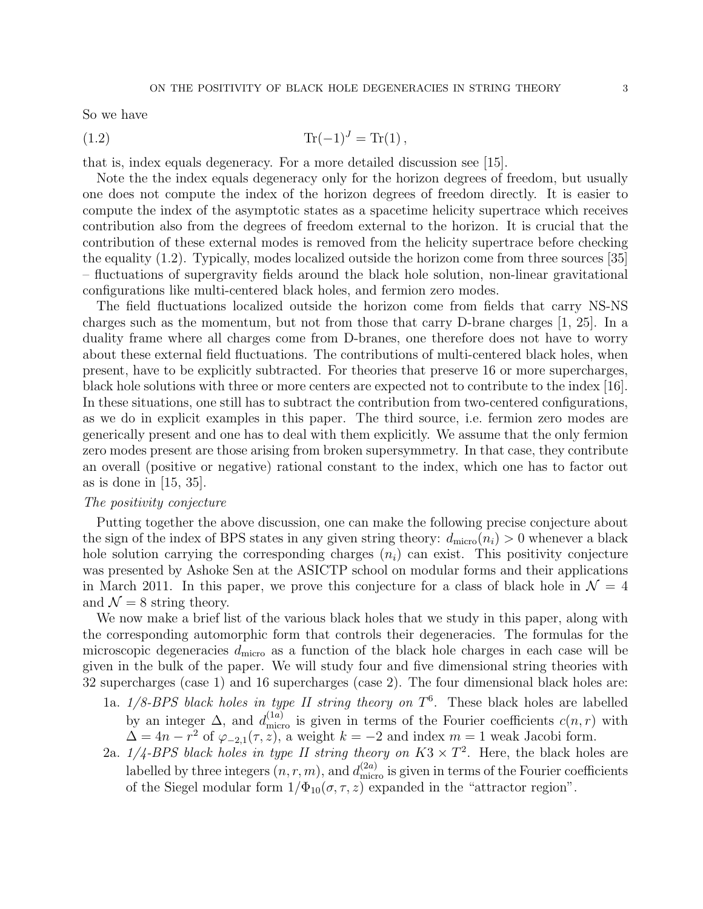So we have

$$\text{Tr}(-1)^J = \text{Tr}(1)\,, \tag{1.2}$$

that is, index equals degeneracy. For a more detailed discussion see [15].

Note the the index equals degeneracy only for the horizon degrees of freedom, but usually one does not compute the index of the horizon degrees of freedom directly. It is easier to compute the index of the asymptotic states as a spacetime helicity supertrace which receives contribution also from the degrees of freedom external to the horizon. It is crucial that the contribution of these external modes is removed from the helicity supertrace before checking the equality (1.2). Typically, modes localized outside the horizon come from three sources [35] – fluctuations of supergravity fields around the black hole solution, non-linear gravitational configurations like multi-centered black holes, and fermion zero modes.

The field fluctuations localized outside the horizon come from fields that carry NS-NS charges such as the momentum, but not from those that carry D-brane charges [1, 25]. In a duality frame where all charges come from D-branes, one therefore does not have to worry about these external field fluctuations. The contributions of multi-centered black holes, when present, have to be explicitly subtracted. For theories that preserve 16 or more supercharges, black hole solutions with three or more centers are expected not to contribute to the index [16]. In these situations, one still has to subtract the contribution from two-centered configurations, as we do in explicit examples in this paper. The third source, i.e. fermion zero modes are generically present and one has to deal with them explicitly. We assume that the only fermion zero modes present are those arising from broken supersymmetry. In that case, they contribute an overall (positive or negative) rational constant to the index, which one has to factor out as is done in [15, 35].

*The positivity conjecture*

Putting together the above discussion, one can make the following precise conjecture about the sign of the index of BPS states in any given string theory: $d_{\text{micro}}(n_i) > 0$ whenever a black hole solution carrying the corresponding charges $(n_i)$ can exist. This positivity conjecture was presented by Ashoke Sen at the ASICTP school on modular forms and their applications in March 2011. In this paper, we prove this conjecture for a class of black hole in $\mathcal{N} = 4$ and $\mathcal{N} = 8$ string theory.

We now make a brief list of the various black holes that we study in this paper, along with the corresponding automorphic form that controls their degeneracies. The formulas for the microscopic degeneracies $d_{\text{micro}}$ as a function of the black hole charges in each case will be given in the bulk of the paper. We will study four and five dimensional string theories with 32 supercharges (case 1) and 16 supercharges (case 2). The four dimensional black holes are:

1a. *1/8-BPS black holes in type II string theory on $T^6$.* These black holes are labelled by an integer $\Delta$, and $d^{(1a)}_{\text{micro}}$ is given in terms of the Fourier coefficients $c(n, r)$ with $\Delta = 4n - r^2$ of $\varphi_{-2,1}(\tau, z)$, a weight $k = -2$ and index $m = 1$ weak Jacobi form.

2a. *1/4-BPS black holes in type II string theory on $K3 \times T^2$.* Here, the black holes are labelled by three integers $(n, r, m)$, and $d^{(2a)}_{\text{micro}}$ is given in terms of the Fourier coefficients of the Siegel modular form $1/\Phi_{10}(\sigma, \tau, z)$ expanded in the "attractor region".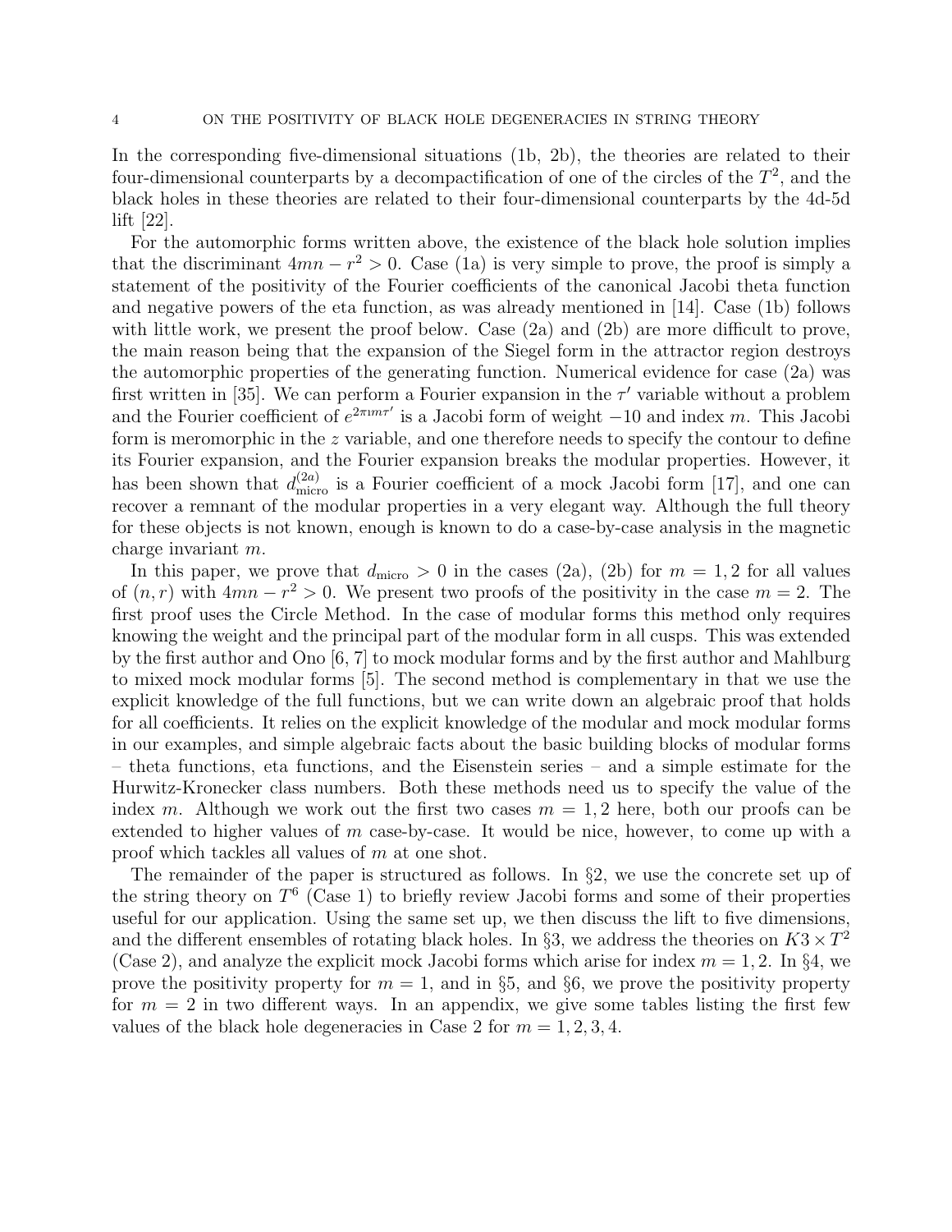In the corresponding five-dimensional situations (1b, 2b), the theories are related to their four-dimensional counterparts by a decompactification of one of the circles of the $T^2$, and the black holes in these theories are related to their four-dimensional counterparts by the 4d-5d lift [22].

For the automorphic forms written above, the existence of the black hole solution implies that the discriminant $4mn - r^2 > 0$. Case (1a) is very simple to prove, the proof is simply a statement of the positivity of the Fourier coefficients of the canonical Jacobi theta function and negative powers of the eta function, as was already mentioned in [14]. Case (1b) follows with little work, we present the proof below. Case (2a) and (2b) are more difficult to prove, the main reason being that the expansion of the Siegel form in the attractor region destroys the automorphic properties of the generating function. Numerical evidence for case (2a) was first written in [35]. We can perform a Fourier expansion in the $\tau'$ variable without a problem and the Fourier coefficient of $e^{2\pi i m\tau'}$ is a Jacobi form of weight $-10$ and index $m$. This Jacobi form is meromorphic in the $z$ variable, and one therefore needs to specify the contour to define its Fourier expansion, and the Fourier expansion breaks the modular properties. However, it has been shown that $d^{(2a)}_{\text{micro}}$ is a Fourier coefficient of a mock Jacobi form [17], and one can recover a remnant of the modular properties in a very elegant way. Although the full theory for these objects is not known, enough is known to do a case-by-case analysis in the magnetic charge invariant $m$.

In this paper, we prove that $d_{\text{micro}} > 0$ in the cases (2a), (2b) for $m = 1, 2$ for all values of $(n, r)$ with $4mn - r^2 > 0$. We present two proofs of the positivity in the case $m = 2$. The first proof uses the Circle Method. In the case of modular forms this method only requires knowing the weight and the principal part of the modular form in all cusps. This was extended by the first author and Ono [6, 7] to mock modular forms and by the first author and Mahlburg to mixed mock modular forms [5]. The second method is complementary in that we use the explicit knowledge of the full functions, but we can write down an algebraic proof that holds for all coefficients. It relies on the explicit knowledge of the modular and mock modular forms in our examples, and simple algebraic facts about the basic building blocks of modular forms – theta functions, eta functions, and the Eisenstein series – and a simple estimate for the Hurwitz-Kronecker class numbers. Both these methods need us to specify the value of the index $m$. Although we work out the first two cases $m = 1, 2$ here, both our proofs can be extended to higher values of $m$ case-by-case. It would be nice, however, to come up with a proof which tackles all values of $m$ at one shot.

The remainder of the paper is structured as follows. In §2, we use the concrete set up of the string theory on $T^6$ (Case 1) to briefly review Jacobi forms and some of their properties useful for our application. Using the same set up, we then discuss the lift to five dimensions, and the different ensembles of rotating black holes. In §3, we address the theories on $K3 \times T^2$ (Case 2), and analyze the explicit mock Jacobi forms which arise for index $m = 1, 2$. In §4, we prove the positivity property for $m = 1$, and in §5, and §6, we prove the positivity property for $m = 2$ in two different ways. In an appendix, we give some tables listing the first few values of the black hole degeneracies in Case 2 for $m = 1, 2, 3, 4$.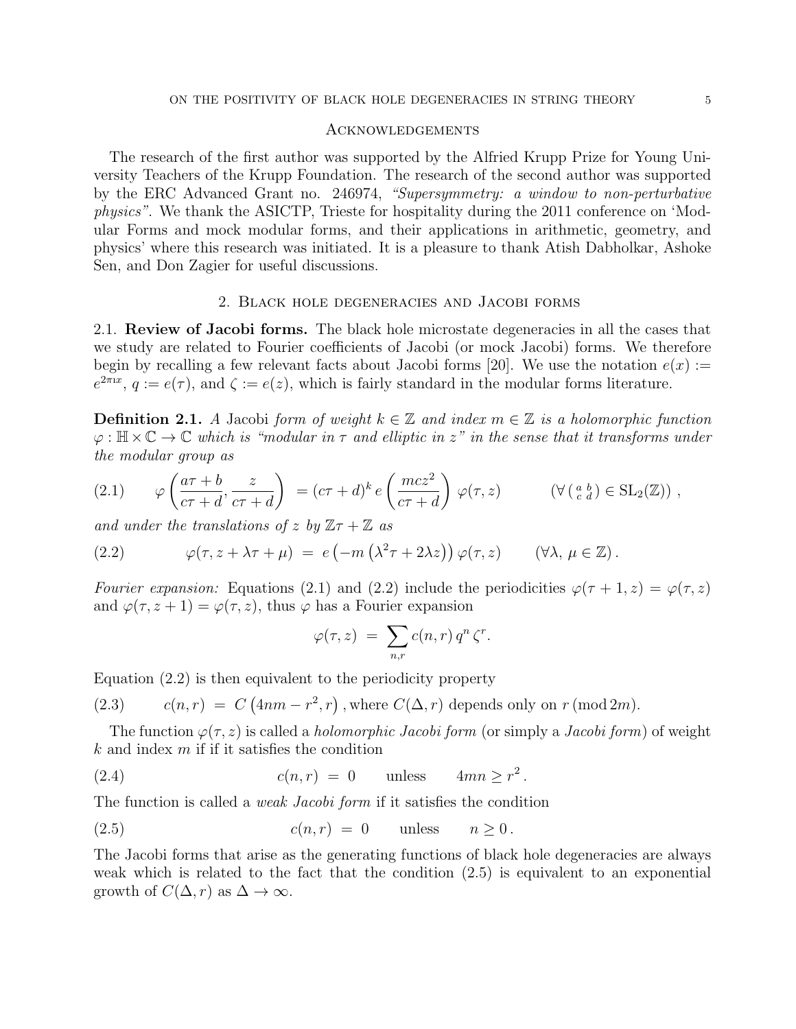### Acknowledgements

The research of the first author was supported by the Alfried Krupp Prize for Young University Teachers of the Krupp Foundation. The research of the second author was supported by the ERC Advanced Grant no. 246974, *"Supersymmetry: a window to non-perturbative physics"*. We thank the ASICTP, Trieste for hospitality during the 2011 conference on 'Modular Forms and mock modular forms, and their applications in arithmetic, geometry, and physics' where this research was initiated. It is a pleasure to thank Atish Dabholkar, Ashoke Sen, and Don Zagier for useful discussions.

## 2. Black hole degeneracies and Jacobi forms

2.1. **Review of Jacobi forms.** The black hole microstate degeneracies in all the cases that we study are related to Fourier coefficients of Jacobi (or mock Jacobi) forms. We therefore begin by recalling a few relevant facts about Jacobi forms [20]. We use the notation $e(x) := e^{2\pi i x}$, $q := e(\tau)$, and $\zeta := e(z)$, which is fairly standard in the modular forms literature.

**Definition 2.1.** *A* Jacobi *form of weight $k \in \mathbb{Z}$ and index $m \in \mathbb{Z}$ is a holomorphic function $\varphi : \mathbb{H} \times \mathbb{C} \to \mathbb{C}$ which is "modular in $\tau$ and elliptic in $z$" in the sense that it transforms under the modular group as*

$$\varphi\left(\frac{a\tau+b}{c\tau+d}, \frac{z}{c\tau+d}\right) \;=\; (c\tau+d)^k\, e\left(\frac{mcz^2}{c\tau+d}\right) \varphi(\tau,z) \qquad \left(\forall \left(\begin{smallmatrix} a & b \\ c & d \end{smallmatrix}\right) \in \mathrm{SL}_2(\mathbb{Z})\right), \tag{2.1}$$

*and under the translations of $z$ by $\mathbb{Z}\tau + \mathbb{Z}$ as*

$$\varphi(\tau, z+\lambda\tau+\mu) \;=\; e\left(-m\left(\lambda^2\tau + 2\lambda z\right)\right) \varphi(\tau,z) \qquad (\forall \lambda,\, \mu \in \mathbb{Z})\,. \tag{2.2}$$

*Fourier expansion:* Equations (2.1) and (2.2) include the periodicities $\varphi(\tau+1, z) = \varphi(\tau, z)$ and $\varphi(\tau, z+1) = \varphi(\tau, z)$, thus $\varphi$ has a Fourier expansion

$$\varphi(\tau,z) \;=\; \sum_{n,r} c(n,r)\, q^n\, \zeta^r.$$

Equation (2.2) is then equivalent to the periodicity property

$$c(n,r) \;=\; C\left(4nm - r^2, r\right), \text{where } C(\Delta, r) \text{ depends only on } r \,(\mathrm{mod}\, 2m). \tag{2.3}$$

The function $\varphi(\tau, z)$ is called a *holomorphic Jacobi form* (or simply a *Jacobi form*) of weight $k$ and index $m$ if if it satisfies the condition

$$c(n,r) \;=\; 0 \qquad \text{unless} \qquad 4mn \geq r^2\,. \tag{2.4}$$

The function is called a *weak Jacobi form* if it satisfies the condition

$$c(n,r) \;=\; 0 \qquad \text{unless} \qquad n \geq 0\,. \tag{2.5}$$

The Jacobi forms that arise as the generating functions of black hole degeneracies are always weak which is related to the fact that the condition (2.5) is equivalent to an exponential growth of $C(\Delta, r)$ as $\Delta \to \infty$.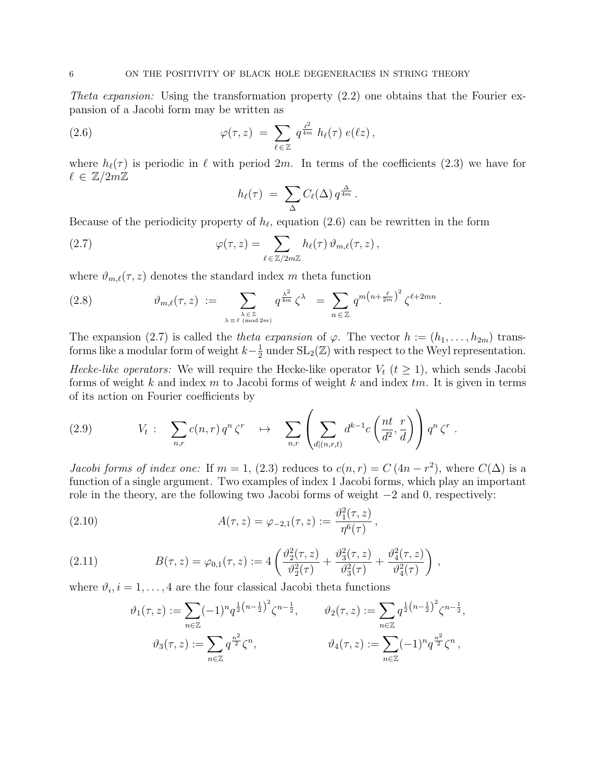*Theta expansion:* Using the transformation property (2.2) one obtains that the Fourier expansion of a Jacobi form may be written as

$$\varphi(\tau, z) \;=\; \sum_{\ell\,\in\,\mathbb{Z}} q^{\frac{\ell^2}{4m}}\; h_\ell(\tau)\; e(\ell z)\,, \tag{2.6}$$

where $h_\ell(\tau)$ is periodic in $\ell$ with period $2m$. In terms of the coefficients (2.3) we have for $\ell \in \mathbb{Z}/2m\mathbb{Z}$

$$h_\ell(\tau) \;=\; \sum_{\Delta} C_\ell(\Delta)\, q^{\frac{\Delta}{4m}}\,.$$

Because of the periodicity property of $h_\ell$, equation (2.6) can be rewritten in the form

$$\varphi(\tau, z) = \sum_{\ell\,\in\,\mathbb{Z}/2m\mathbb{Z}} h_\ell(\tau)\,\vartheta_{m,\ell}(\tau, z)\,, \tag{2.7}$$

where $\vartheta_{m,\ell}(\tau, z)$ denotes the standard index $m$ theta function

$$\vartheta_{m,\ell}(\tau, z) \;:=\; \sum_{\substack{\lambda\,\in\,\mathbb{Z}\\ \lambda\,\equiv\,\ell \pmod{2m}}} q^{\frac{\lambda^2}{4m}}\,\zeta^\lambda \;=\; \sum_{n\,\in\,\mathbb{Z}} q^{m\left(n+\frac{\ell}{2m}\right)^2}\,\zeta^{\ell+2mn}\,. \tag{2.8}$$

The expansion (2.7) is called the *theta expansion* of $\varphi$. The vector $h := (h_1, \ldots, h_{2m})$ transforms like a modular form of weight $k-\frac{1}{2}$ under $\mathrm{SL}_2(\mathbb{Z})$ with respect to the Weyl representation.

*Hecke-like operators:* We will require the Hecke-like operator $V_t$ ($t \geq 1$), which sends Jacobi forms of weight $k$ and index $m$ to Jacobi forms of weight $k$ and index $tm$. It is given in terms of its action on Fourier coefficients by

$$V_t\;:\quad \sum_{n,r} c(n, r)\, q^n\, \zeta^r \quad\mapsto\quad \sum_{n,r} \left( \sum_{d|(n,r,t)} d^{k-1}\, c\left(\frac{nt}{d^2}, \frac{r}{d}\right)\right) q^n\, \zeta^r\;. \tag{2.9}$$

*Jacobi forms of index one:* If $m = 1$, (2.3) reduces to $c(n, r) = C\left(4n - r^2\right)$, where $C(\Delta)$ is a function of a single argument. Two examples of index 1 Jacobi forms, which play an important role in the theory, are the following two Jacobi forms of weight $-2$ and $0$, respectively:

$$A(\tau, z) = \varphi_{-2,1}(\tau, z) := \frac{\vartheta_1^2(\tau, z)}{\eta^6(\tau)}\,, \tag{2.10}$$

$$B(\tau, z) = \varphi_{0,1}(\tau, z) := 4\left(\frac{\vartheta_2^2(\tau, z)}{\vartheta_2^2(\tau)} + \frac{\vartheta_3^2(\tau, z)}{\vartheta_3^2(\tau)} + \frac{\vartheta_4^2(\tau, z)}{\vartheta_4^2(\tau)}\right)\,, \tag{2.11}$$

where $\vartheta_i$, $i = 1, \ldots, 4$ are the four classical Jacobi theta functions

$$\vartheta_1(\tau, z) := \sum_{n\in\mathbb{Z}} (-1)^n q^{\frac{1}{2}\left(n-\frac{1}{2}\right)^2}\zeta^{n-\frac{1}{2}}, \qquad \vartheta_2(\tau, z) := \sum_{n\in\mathbb{Z}} q^{\frac{1}{2}\left(n-\frac{1}{2}\right)^2}\zeta^{n-\frac{1}{2}},$$

$$\vartheta_3(\tau, z) := \sum_{n\in\mathbb{Z}} q^{\frac{n^2}{2}}\zeta^n, \qquad \vartheta_4(\tau, z) := \sum_{n\in\mathbb{Z}} (-1)^n q^{\frac{n^2}{2}}\zeta^n\,,$$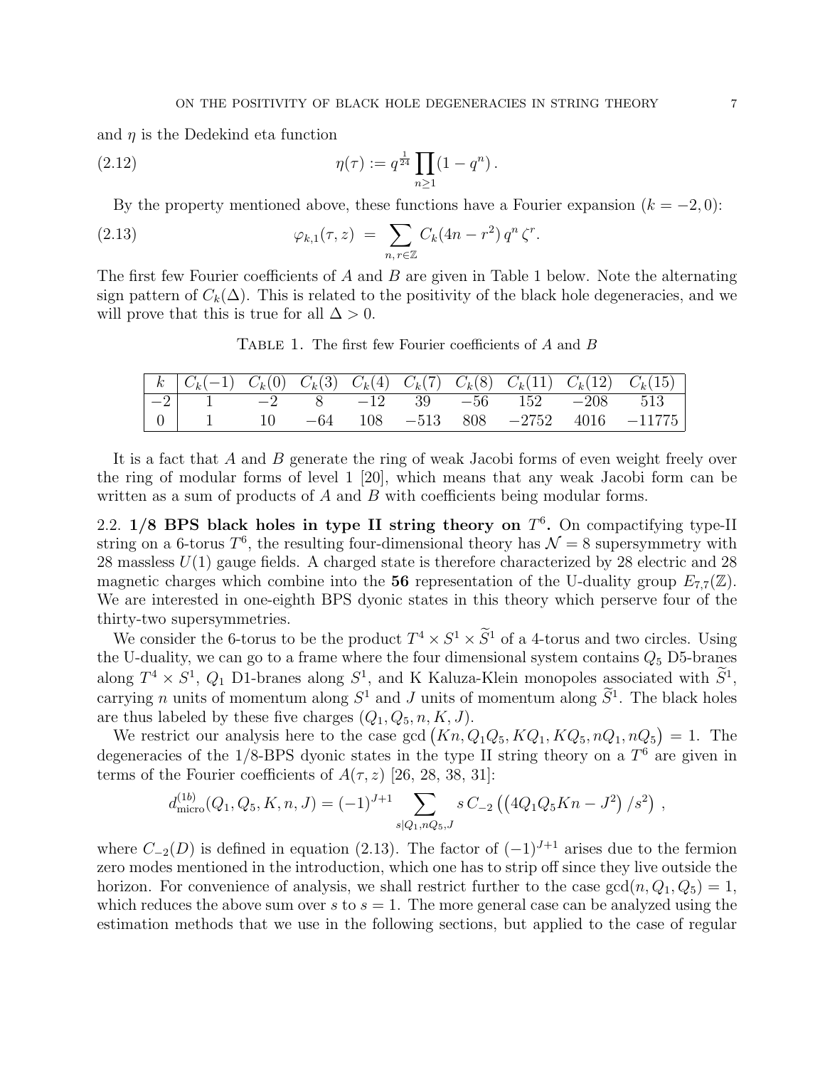and $\eta$ is the Dedekind eta function

$$\eta(\tau) := q^{\frac{1}{24}} \prod_{n\geq 1}(1-q^n)\,. \tag{2.12}$$

By the property mentioned above, these functions have a Fourier expansion ($k=-2,0$):

$$\varphi_{k,1}(\tau,z) \;=\; \sum_{n,\,r\in\mathbb{Z}} C_k(4n-r^2)\,q^n\,\zeta^r. \tag{2.13}$$

The first few Fourier coefficients of $A$ and $B$ are given in Table 1 below. Note the alternating sign pattern of $C_k(\Delta)$. This is related to the positivity of the black hole degeneracies, and we will prove that this is true for all $\Delta > 0$.

Table 1. The first few Fourier coefficients of $A$ and $B$

| $k$ | $C_k(-1)$ | $C_k(0)$ | $C_k(3)$ | $C_k(4)$ | $C_k(7)$ | $C_k(8)$ | $C_k(11)$ | $C_k(12)$ | $C_k(15)$ |
|---|---|---|---|---|---|---|---|---|---|
| $-2$ | 1 | $-2$ | 8 | $-12$ | 39 | $-56$ | 152 | $-208$ | 513 |
| 0 | 1 | 10 | $-64$ | 108 | $-513$ | 808 | $-2752$ | 4016 | $-11775$ |

It is a fact that $A$ and $B$ generate the ring of weak Jacobi forms of even weight freely over the ring of modular forms of level 1 [20], which means that any weak Jacobi form can be written as a sum of products of $A$ and $B$ with coefficients being modular forms.

## 2.2. 1/8 BPS black holes in type II string theory on $T^6$.

On compactifying type-II string on a 6-torus $T^6$, the resulting four-dimensional theory has $\mathcal{N}=8$ supersymmetry with 28 massless $U(1)$ gauge fields. A charged state is therefore characterized by 28 electric and 28 magnetic charges which combine into the **56** representation of the U-duality group $E_{7,7}(\mathbb{Z})$. We are interested in one-eighth BPS dyonic states in this theory which perserve four of the thirty-two supersymmetries.

We consider the 6-torus to be the product $T^4\times S^1\times \widetilde{S}^1$ of a 4-torus and two circles. Using the U-duality, we can go to a frame where the four dimensional system contains $Q_5$ D5-branes along $T^4\times S^1$, $Q_1$ D1-branes along $S^1$, and K Kaluza-Klein monopoles associated with $\widetilde{S}^1$, carrying $n$ units of momentum along $S^1$ and $J$ units of momentum along $\widetilde{S}^1$. The black holes are thus labeled by these five charges $(Q_1,Q_5,n,K,J)$.

We restrict our analysis here to the case $\gcd\big(Kn, Q_1Q_5, KQ_1, KQ_5, nQ_1, nQ_5\big) = 1$. The degeneracies of the 1/8-BPS dyonic states in the type II string theory on a $T^6$ are given in terms of the Fourier coefficients of $A(\tau,z)$ [26, 28, 38, 31]:

$$d^{(1b)}_{\rm micro}(Q_1,Q_5,K,n,J) = (-1)^{J+1}\sum_{s|Q_1,nQ_5,J} s\, C_{-2}\left(\left(4Q_1Q_5Kn-J^2\right)/s^2\right)\,,$$

where $C_{-2}(D)$ is defined in equation (2.13). The factor of $(-1)^{J+1}$ arises due to the fermion zero modes mentioned in the introduction, which one has to strip off since they live outside the horizon. For convenience of analysis, we shall restrict further to the case $\gcd(n,Q_1,Q_5)=1$, which reduces the above sum over $s$ to $s=1$. The more general case can be analyzed using the estimation methods that we use in the following sections, but applied to the case of regular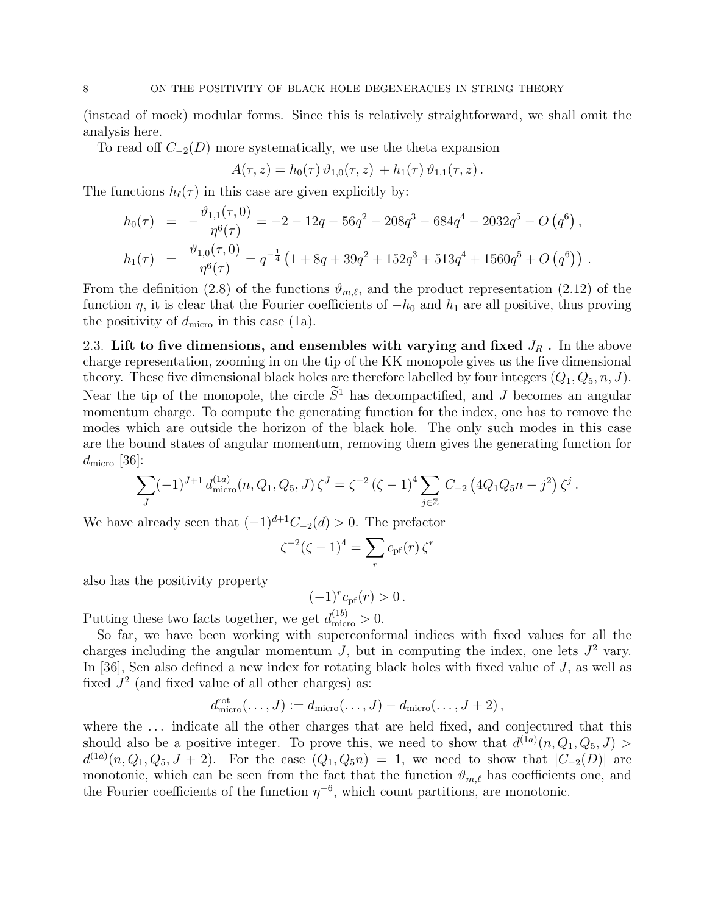(instead of mock) modular forms. Since this is relatively straightforward, we shall omit the analysis here.

To read off $C_{-2}(D)$ more systematically, we use the theta expansion

$$A(\tau,z) = h_0(\tau)\,\vartheta_{1,0}(\tau,z) + h_1(\tau)\,\vartheta_{1,1}(\tau,z)\,.$$

The functions $h_\ell(\tau)$ in this case are given explicitly by:

$$\begin{aligned}
h_0(\tau) &= -\frac{\vartheta_{1,1}(\tau,0)}{\eta^6(\tau)} = -2 - 12q - 56q^2 - 208q^3 - 684q^4 - 2032q^5 - O\left(q^6\right),\\
h_1(\tau) &= \frac{\vartheta_{1,0}(\tau,0)}{\eta^6(\tau)} = q^{-\frac{1}{4}}\left(1 + 8q + 39q^2 + 152q^3 + 513q^4 + 1560q^5 + O\left(q^6\right)\right).
\end{aligned}$$

From the definition (2.8) of the functions $\vartheta_{m,\ell}$, and the product representation (2.12) of the function $\eta$, it is clear that the Fourier coefficients of $-h_0$ and $h_1$ are all positive, thus proving the positivity of $d_{\text{micro}}$ in this case (1a).

## 2.3. Lift to five dimensions, and ensembles with varying and fixed $J_R$.

In the above charge representation, zooming in on the tip of the KK monopole gives us the five dimensional theory. These five dimensional black holes are therefore labelled by four integers $(Q_1, Q_5, n, J)$. Near the tip of the monopole, the circle $\widetilde{S}^1$ has decompactified, and $J$ becomes an angular momentum charge. To compute the generating function for the index, one has to remove the modes which are outside the horizon of the black hole. The only such modes in this case are the bound states of angular momentum, removing them gives the generating function for $d_{\text{micro}}$ [36]:

$$\sum_J (-1)^{J+1}\, d^{(1a)}_{\text{micro}}(n,Q_1,Q_5,J)\,\zeta^J = \zeta^{-2}\,(\zeta-1)^4 \sum_{j\in\mathbb{Z}} C_{-2}\left(4Q_1Q_5n - j^2\right)\zeta^j\,.$$

We have already seen that $(-1)^{d+1}C_{-2}(d) > 0$. The prefactor

$$\zeta^{-2}(\zeta-1)^4 = \sum_r c_{\text{pf}}(r)\,\zeta^r$$

also has the positivity property

$$(-1)^r c_{\text{pf}}(r) > 0\,.$$

Putting these two facts together, we get $d^{(1b)}_{\text{micro}} > 0$.

So far, we have been working with superconformal indices with fixed values for all the charges including the angular momentum $J$, but in computing the index, one lets $J^2$ vary. In [36], Sen also defined a new index for rotating black holes with fixed value of $J$, as well as fixed $J^2$ (and fixed value of all other charges) as:

$$d^{\text{rot}}_{\text{micro}}(\ldots,J) := d_{\text{micro}}(\ldots,J) - d_{\text{micro}}(\ldots,J+2)\,,$$

where the $\ldots$ indicate all the other charges that are held fixed, and conjectured that this should also be a positive integer. To prove this, we need to show that $d^{(1a)}(n,Q_1,Q_5,J) > d^{(1a)}(n,Q_1,Q_5,J+2)$. For the case $(Q_1,Q_5n) = 1$, we need to show that $|C_{-2}(D)|$ are monotonic, which can be seen from the fact that the function $\vartheta_{m,\ell}$ has coefficients one, and the Fourier coefficients of the function $\eta^{-6}$, which count partitions, are monotonic.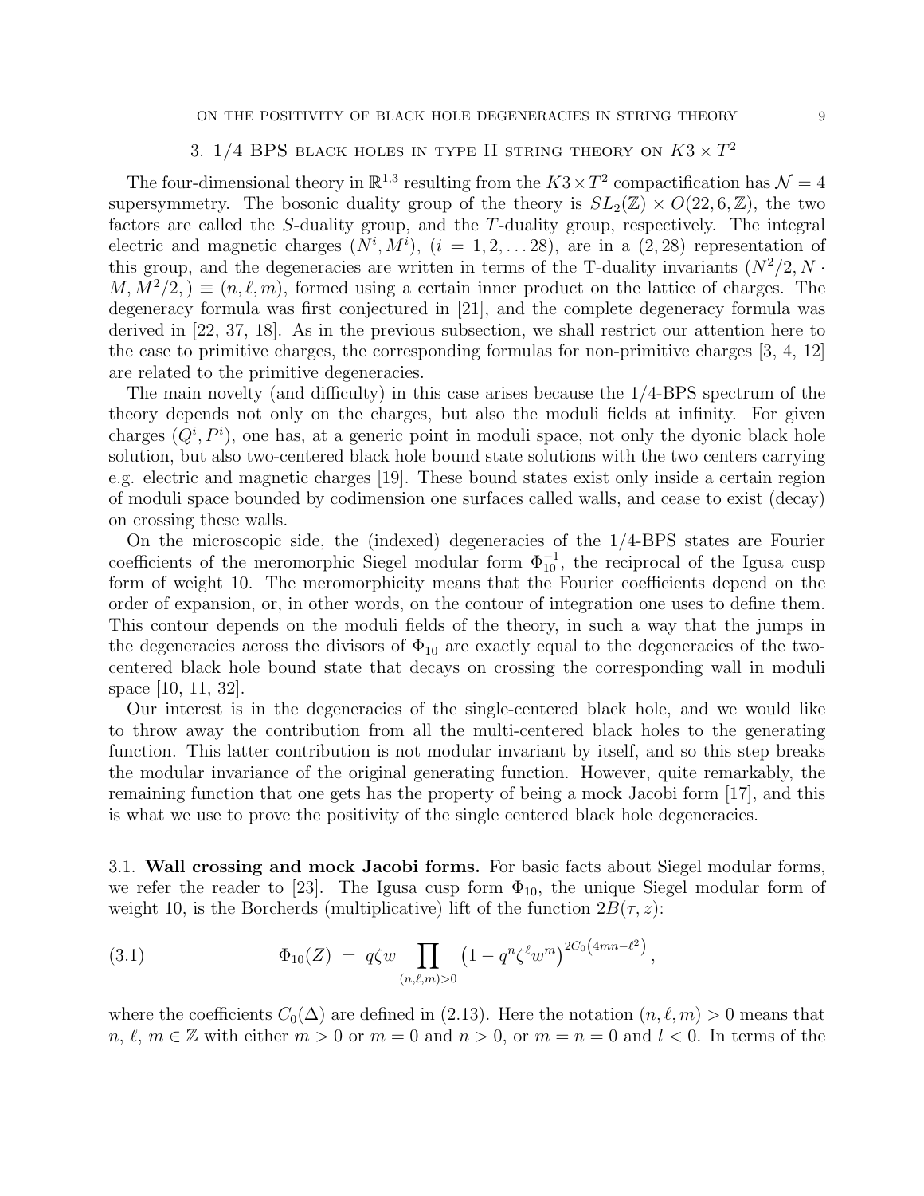## 3. 1/4 BPS black holes in type II string theory on $K3 \times T^2$

The four-dimensional theory in $\mathbb{R}^{1,3}$ resulting from the $K3 \times T^2$ compactification has $\mathcal{N} = 4$ supersymmetry. The bosonic duality group of the theory is $SL_2(\mathbb{Z}) \times O(22, 6, \mathbb{Z})$, the two factors are called the $S$-duality group, and the $T$-duality group, respectively. The integral electric and magnetic charges $(N^i, M^i)$, $(i = 1, 2, \ldots 28)$, are in a $(2, 28)$ representation of this group, and the degeneracies are written in terms of the T-duality invariants $(N^2/2, N \cdot M, M^2/2, ) \equiv (n, \ell, m)$, formed using a certain inner product on the lattice of charges. The degeneracy formula was first conjectured in [21], and the complete degeneracy formula was derived in [22, 37, 18]. As in the previous subsection, we shall restrict our attention here to the case to primitive charges, the corresponding formulas for non-primitive charges [3, 4, 12] are related to the primitive degeneracies.

The main novelty (and difficulty) in this case arises because the 1/4-BPS spectrum of the theory depends not only on the charges, but also the moduli fields at infinity. For given charges $(Q^i, P^i)$, one has, at a generic point in moduli space, not only the dyonic black hole solution, but also two-centered black hole bound state solutions with the two centers carrying e.g. electric and magnetic charges [19]. These bound states exist only inside a certain region of moduli space bounded by codimension one surfaces called walls, and cease to exist (decay) on crossing these walls.

On the microscopic side, the (indexed) degeneracies of the 1/4-BPS states are Fourier coefficients of the meromorphic Siegel modular form $\Phi_{10}^{-1}$, the reciprocal of the Igusa cusp form of weight 10. The meromorphicity means that the Fourier coefficients depend on the order of expansion, or, in other words, on the contour of integration one uses to define them. This contour depends on the moduli fields of the theory, in such a way that the jumps in the degeneracies across the divisors of $\Phi_{10}$ are exactly equal to the degeneracies of the two-centered black hole bound state that decays on crossing the corresponding wall in moduli space [10, 11, 32].

Our interest is in the degeneracies of the single-centered black hole, and we would like to throw away the contribution from all the multi-centered black holes to the generating function. This latter contribution is not modular invariant by itself, and so this step breaks the modular invariance of the original generating function. However, quite remarkably, the remaining function that one gets has the property of being a mock Jacobi form [17], and this is what we use to prove the positivity of the single centered black hole degeneracies.

### 3.1. Wall crossing and mock Jacobi forms.

For basic facts about Siegel modular forms, we refer the reader to [23]. The Igusa cusp form $\Phi_{10}$, the unique Siegel modular form of weight 10, is the Borcherds (multiplicative) lift of the function $2B(\tau, z)$:

$$\Phi_{10}(Z) \;=\; q\zeta w \prod_{(n,\ell,m)>0} \bigl(1 - q^n \zeta^\ell w^m\bigr)^{2C_0\left(4mn-\ell^2\right)}, \tag{3.1}$$

where the coefficients $C_0(\Delta)$ are defined in (2.13). Here the notation $(n, \ell, m) > 0$ means that $n, \ell, m \in \mathbb{Z}$ with either $m > 0$ or $m = 0$ and $n > 0$, or $m = n = 0$ and $l < 0$. In terms of the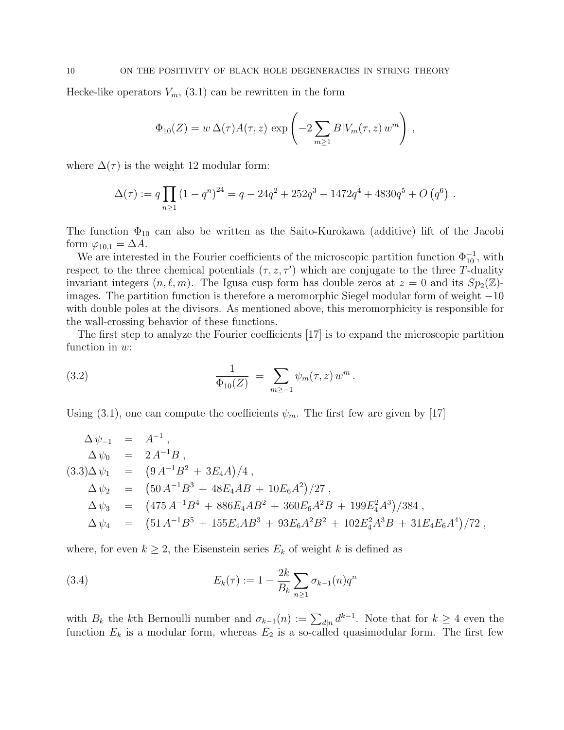Hecke-like operators $V_m$, (3.1) can be rewritten in the form

$$\Phi_{10}(Z) = w\,\Delta(\tau) A(\tau,z)\,\exp\left(-2\sum_{m\geq 1} B|V_m(\tau,z)\,w^m\right)\,,$$

where $\Delta(\tau)$ is the weight 12 modular form:

$$\Delta(\tau) := q\prod_{n\geq 1}\left(1-q^n\right)^{24} = q - 24q^2 + 252q^3 - 1472q^4 + 4830q^5 + O\left(q^6\right)\,.$$

The function $\Phi_{10}$ can also be written as the Saito-Kurokawa (additive) lift of the Jacobi form $\varphi_{10,1} = \Delta A$.

We are interested in the Fourier coefficients of the microscopic partition function $\Phi_{10}^{-1}$, with respect to the three chemical potentials $(\tau, z, \tau')$ which are conjugate to the three $T$-duality invariant integers $(n, \ell, m)$. The Igusa cusp form has double zeros at $z = 0$ and its $Sp_2(\mathbb{Z})$-images. The partition function is therefore a meromorphic Siegel modular form of weight $-10$ with double poles at the divisors. As mentioned above, this meromorphicity is responsible for the wall-crossing behavior of these functions.

The first step to analyze the Fourier coefficients [17] is to expand the microscopic partition function in $w$:

$$\frac{1}{\Phi_{10}(Z)} \;=\; \sum_{m\geq -1}\psi_m(\tau,z)\,w^m\,. \tag{3.2}$$

Using (3.1), one can compute the coefficients $\psi_m$. The first few are given by [17]

$$\begin{aligned}
\Delta\,\psi_{-1} &= A^{-1}\,,\\
\Delta\,\psi_{0} &= 2\,A^{-1}B\,,\\
\Delta\,\psi_{1} &= \left(9\,A^{-1}B^2 + 3E_4A\right)/4\,,\\
\Delta\,\psi_{2} &= \left(50\,A^{-1}B^3 + 48E_4AB + 10E_6A^2\right)/27\,,\\
\Delta\,\psi_{3} &= \left(475\,A^{-1}B^4 + 886E_4AB^2 + 360E_6A^2B + 199E_4^2A^3\right)/384\,,\\
\Delta\,\psi_{4} &= \left(51\,A^{-1}B^5 + 155E_4AB^3 + 93E_6A^2B^2 + 102E_4^2A^3B + 31E_4E_6A^4\right)/72\,,
\end{aligned} \tag{3.3}$$

where, for even $k\geq 2$, the Eisenstein series $E_k$ of weight $k$ is defined as

$$E_k(\tau) := 1 - \frac{2k}{B_k}\sum_{n\geq 1}\sigma_{k-1}(n)q^n \tag{3.4}$$

with $B_k$ the $k$th Bernoulli number and $\sigma_{k-1}(n) := \sum_{d|n} d^{k-1}$. Note that for $k\geq 4$ even the function $E_k$ is a modular form, whereas $E_2$ is a so-called quasimodular form. The first few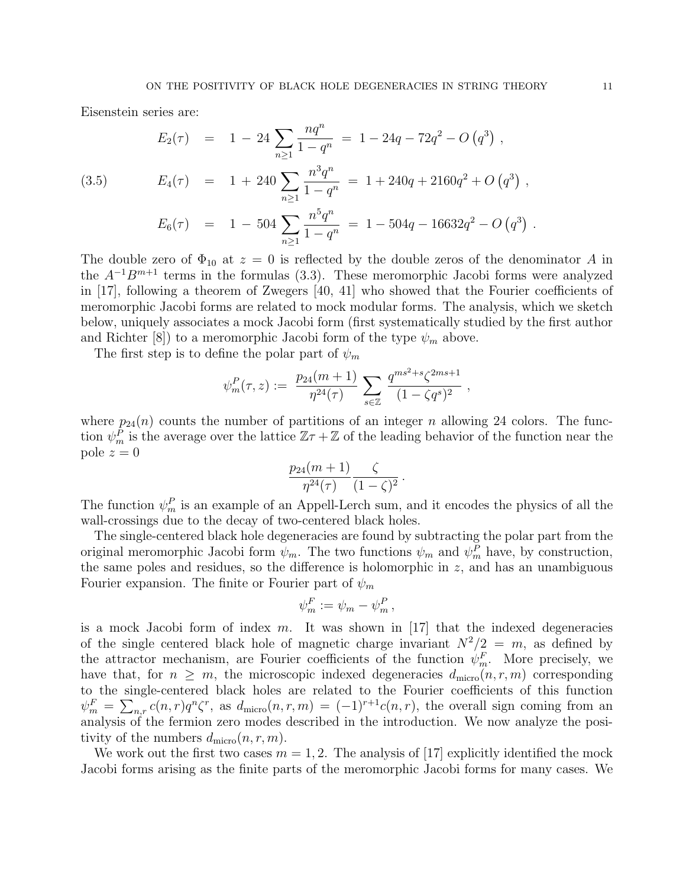Eisenstein series are:

$$
\begin{aligned}
E_2(\tau) &= 1 - 24 \sum_{n \geq 1} \frac{n q^n}{1 - q^n} = 1 - 24q - 72q^2 - O\left(q^3\right) , \\
E_4(\tau) &= 1 + 240 \sum_{n \geq 1} \frac{n^3 q^n}{1 - q^n} = 1 + 240q + 2160q^2 + O\left(q^3\right) , \\
E_6(\tau) &= 1 - 504 \sum_{n \geq 1} \frac{n^5 q^n}{1 - q^n} = 1 - 504q - 16632q^2 - O\left(q^3\right) .
\end{aligned}
\tag{3.5}
$$

The double zero of $\Phi_{10}$ at $z = 0$ is reflected by the double zeros of the denominator $A$ in the $A^{-1}B^{m+1}$ terms in the formulas (3.3). These meromorphic Jacobi forms were analyzed in [17], following a theorem of Zwegers [40, 41] who showed that the Fourier coefficients of meromorphic Jacobi forms are related to mock modular forms. The analysis, which we sketch below, uniquely associates a mock Jacobi form (first systematically studied by the first author and Richter [8]) to a meromorphic Jacobi form of the type $\psi_m$ above.

The first step is to define the polar part of $\psi_m$

$$
\psi_m^P(\tau, z) := \frac{p_{24}(m+1)}{\eta^{24}(\tau)} \sum_{s \in \mathbb{Z}} \frac{q^{ms^2+s} \zeta^{2ms+1}}{(1 - \zeta q^s)^2} ,
$$

where $p_{24}(n)$ counts the number of partitions of an integer $n$ allowing 24 colors. The function $\psi_m^P$ is the average over the lattice $\mathbb{Z}\tau + \mathbb{Z}$ of the leading behavior of the function near the pole $z = 0$

$$
\frac{p_{24}(m+1)}{\eta^{24}(\tau)} \frac{\zeta}{(1 - \zeta)^2} .
$$

The function $\psi_m^P$ is an example of an Appell-Lerch sum, and it encodes the physics of all the wall-crossings due to the decay of two-centered black holes.

The single-centered black hole degeneracies are found by subtracting the polar part from the original meromorphic Jacobi form $\psi_m$. The two functions $\psi_m$ and $\psi_m^P$ have, by construction, the same poles and residues, so the difference is holomorphic in $z$, and has an unambiguous Fourier expansion. The finite or Fourier part of $\psi_m$

$$
\psi_m^F := \psi_m - \psi_m^P ,
$$

is a mock Jacobi form of index $m$. It was shown in [17] that the indexed degeneracies of the single centered black hole of magnetic charge invariant $N^2/2 = m$, as defined by the attractor mechanism, are Fourier coefficients of the function $\psi_m^F$. More precisely, we have that, for $n \geq m$, the microscopic indexed degeneracies $d_{\mathrm{micro}}(n, r, m)$ corresponding to the single-centered black holes are related to the Fourier coefficients of this function $\psi_m^F = \sum_{n,r} c(n,r) q^n \zeta^r$, as $d_{\mathrm{micro}}(n, r, m) = (-1)^{r+1} c(n, r)$, the overall sign coming from an analysis of the fermion zero modes described in the introduction. We now analyze the positivity of the numbers $d_{\mathrm{micro}}(n, r, m)$.

We work out the first two cases $m = 1, 2$. The analysis of [17] explicitly identified the mock Jacobi forms arising as the finite parts of the meromorphic Jacobi forms for many cases. We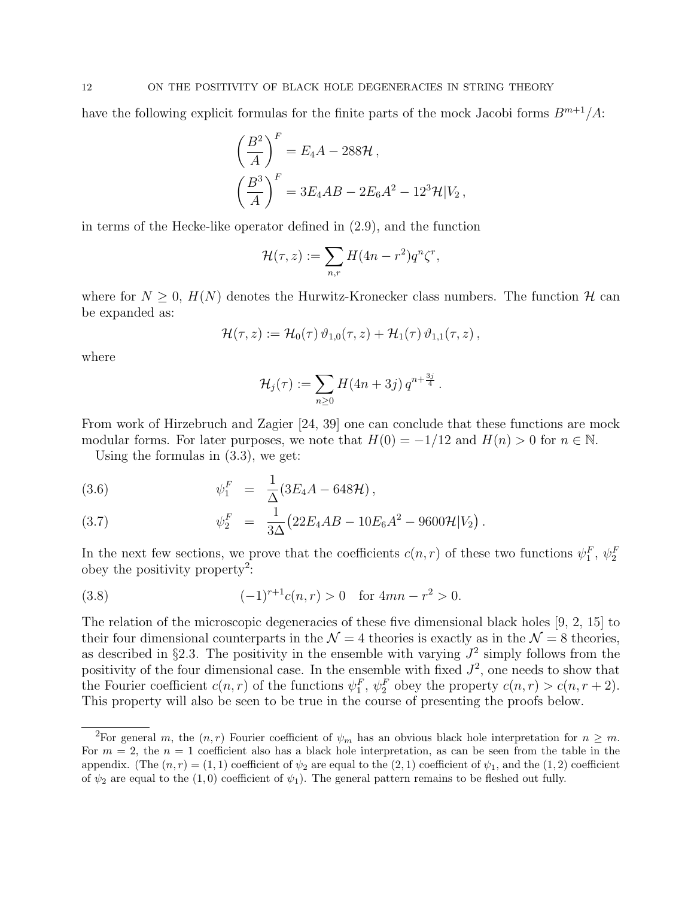have the following explicit formulas for the finite parts of the mock Jacobi forms $B^{m+1}/A$:

$$
\left(\frac{B^2}{A}\right)^F = E_4 A - 288\mathcal{H}\,,
$$

$$
\left(\frac{B^3}{A}\right)^F = 3E_4AB - 2E_6A^2 - 12^3\mathcal{H}|V_2\,,
$$

in terms of the Hecke-like operator defined in (2.9), and the function

$$
\mathcal{H}(\tau, z) := \sum_{n,r} H(4n - r^2) q^n \zeta^r,
$$

where for $N \geq 0$, $H(N)$ denotes the Hurwitz-Kronecker class numbers. The function $\mathcal{H}$ can be expanded as:

$$
\mathcal{H}(\tau, z) := \mathcal{H}_0(\tau)\, \vartheta_{1,0}(\tau, z) + \mathcal{H}_1(\tau)\, \vartheta_{1,1}(\tau, z)\,,
$$

where

$$
\mathcal{H}_j(\tau) := \sum_{n \geq 0} H(4n + 3j)\, q^{n + \frac{3j}{4}}\,.
$$

From work of Hirzebruch and Zagier [24, 39] one can conclude that these functions are mock modular forms. For later purposes, we note that $H(0) = -1/12$ and $H(n) > 0$ for $n \in \mathbb{N}$.

Using the formulas in (3.3), we get:

$$
\psi_1^F = \frac{1}{\Delta}(3E_4A - 648\mathcal{H})\,, \tag{3.6}
$$

$$
\psi_2^F = \frac{1}{3\Delta}\big(22E_4AB - 10E_6A^2 - 9600\mathcal{H}|V_2\big)\,. \tag{3.7}
$$

In the next few sections, we prove that the coefficients $c(n, r)$ of these two functions $\psi_1^F$, $\psi_2^F$ obey the positivity property[2]:

$$
(-1)^{r+1} c(n, r) > 0 \quad \text{for } 4mn - r^2 > 0. \tag{3.8}
$$

The relation of the microscopic degeneracies of these five dimensional black holes [9, 2, 15] to their four dimensional counterparts in the $\mathcal{N} = 4$ theories is exactly as in the $\mathcal{N} = 8$ theories, as described in §2.3. The positivity in the ensemble with varying $J^2$ simply follows from the positivity of the four dimensional case. In the ensemble with fixed $J^2$, one needs to show that the Fourier coefficient $c(n, r)$ of the functions $\psi_1^F$, $\psi_2^F$ obey the property $c(n, r) > c(n, r + 2)$. This property will also be seen to be true in the course of presenting the proofs below.

---

[2]For general $m$, the $(n, r)$ Fourier coefficient of $\psi_m$ has an obvious black hole interpretation for $n \geq m$. For $m = 2$, the $n = 1$ coefficient also has a black hole interpretation, as can be seen from the table in the appendix. (The $(n, r) = (1, 1)$ coefficient of $\psi_2$ are equal to the $(2, 1)$ coefficient of $\psi_1$, and the $(1, 2)$ coefficient of $\psi_2$ are equal to the $(1, 0)$ coefficient of $\psi_1$). The general pattern remains to be fleshed out fully.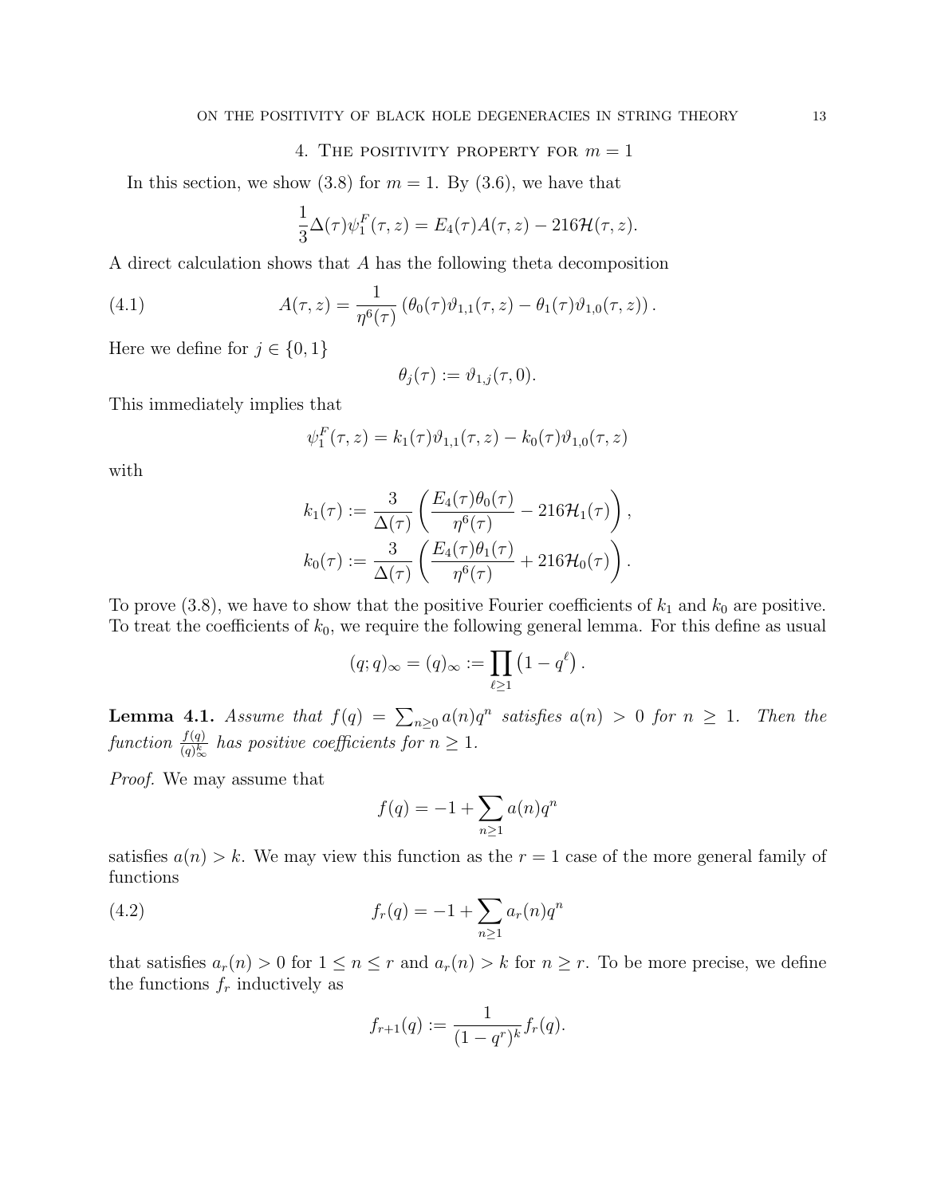## 4. The positivity property for $m = 1$

In this section, we show (3.8) for $m = 1$. By (3.6), we have that

$$\frac{1}{3}\Delta(\tau)\psi_1^F(\tau, z) = E_4(\tau)A(\tau, z) - 216\mathcal{H}(\tau, z).$$

A direct calculation shows that $A$ has the following theta decomposition

$$A(\tau, z) = \frac{1}{\eta^6(\tau)}\left(\theta_0(\tau)\vartheta_{1,1}(\tau, z) - \theta_1(\tau)\vartheta_{1,0}(\tau, z)\right). \tag{4.1}$$

Here we define for $j \in \{0, 1\}$

$$\theta_j(\tau) := \vartheta_{1,j}(\tau, 0).$$

This immediately implies that

$$\psi_1^F(\tau, z) = k_1(\tau)\vartheta_{1,1}(\tau, z) - k_0(\tau)\vartheta_{1,0}(\tau, z)$$

with

$$k_1(\tau) := \frac{3}{\Delta(\tau)}\left(\frac{E_4(\tau)\theta_0(\tau)}{\eta^6(\tau)} - 216\mathcal{H}_1(\tau)\right),$$

$$k_0(\tau) := \frac{3}{\Delta(\tau)}\left(\frac{E_4(\tau)\theta_1(\tau)}{\eta^6(\tau)} + 216\mathcal{H}_0(\tau)\right).$$

To prove (3.8), we have to show that the positive Fourier coefficients of $k_1$ and $k_0$ are positive. To treat the coefficients of $k_0$, we require the following general lemma. For this define as usual

$$(q; q)_\infty = (q)_\infty := \prod_{\ell \geq 1}\left(1 - q^\ell\right).$$

**Lemma 4.1.** *Assume that $f(q) = \sum_{n \geq 0} a(n)q^n$ satisfies $a(n) > 0$ for $n \geq 1$. Then the function $\frac{f(q)}{(q)_\infty^k}$ has positive coefficients for $n \geq 1$.*

*Proof.* We may assume that

$$f(q) = -1 + \sum_{n \geq 1} a(n)q^n$$

satisfies $a(n) > k$. We may view this function as the $r = 1$ case of the more general family of functions

$$f_r(q) = -1 + \sum_{n \geq 1} a_r(n)q^n \tag{4.2}$$

that satisfies $a_r(n) > 0$ for $1 \leq n \leq r$ and $a_r(n) > k$ for $n \geq r$. To be more precise, we define the functions $f_r$ inductively as

$$f_{r+1}(q) := \frac{1}{(1 - q^r)^k}f_r(q).$$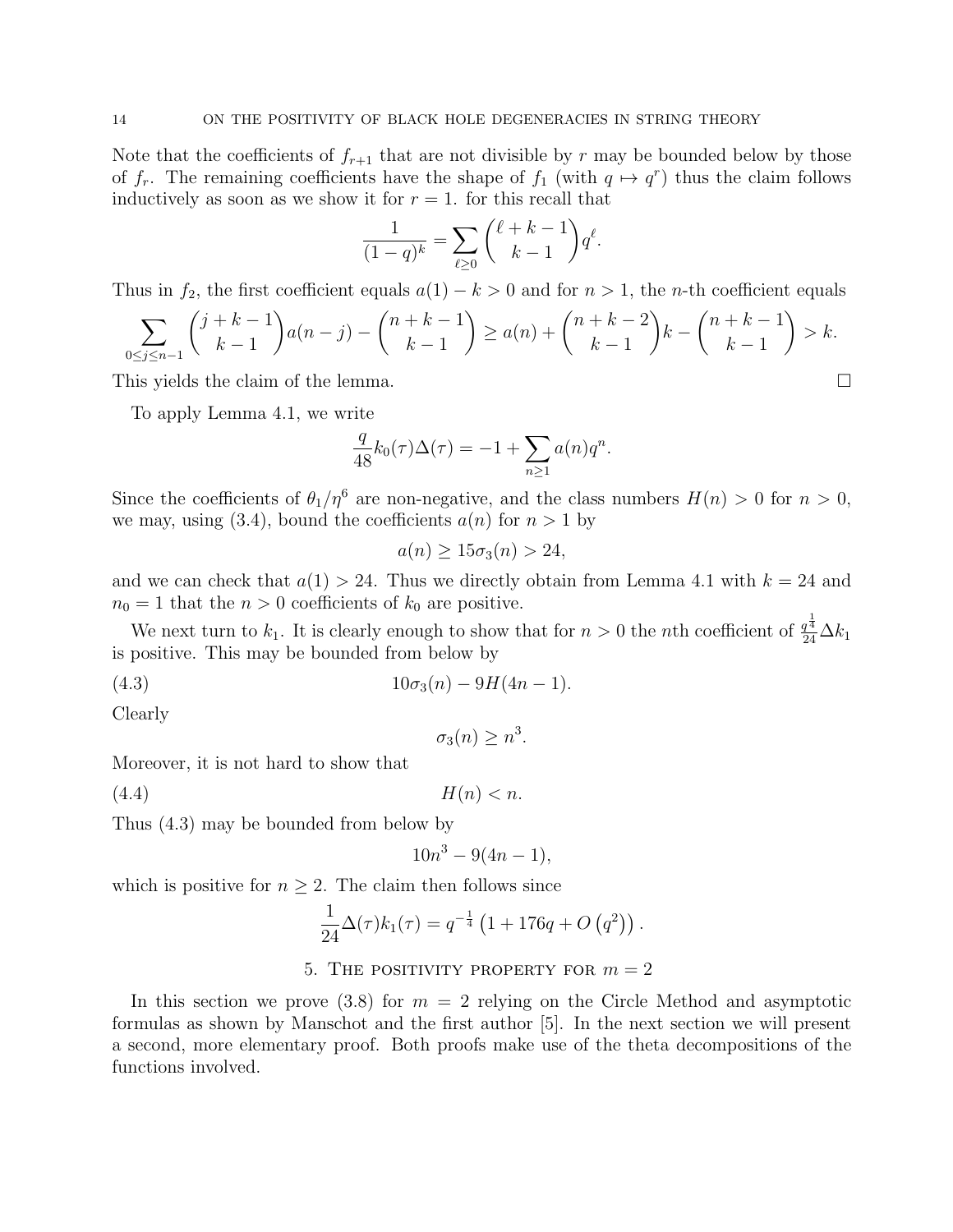Note that the coefficients of $f_{r+1}$ that are not divisible by $r$ may be bounded below by those of $f_r$. The remaining coefficients have the shape of $f_1$ (with $q \mapsto q^r$) thus the claim follows inductively as soon as we show it for $r = 1$. for this recall that

$$\frac{1}{(1-q)^k} = \sum_{\ell \geq 0} \binom{\ell + k - 1}{k-1} q^\ell.$$

Thus in $f_2$, the first coefficient equals $a(1) - k > 0$ and for $n > 1$, the $n$-th coefficient equals

$$\sum_{0 \leq j \leq n-1} \binom{j+k-1}{k-1} a(n-j) - \binom{n+k-1}{k-1} \geq a(n) + \binom{n+k-2}{k-1} k - \binom{n+k-1}{k-1} > k.$$

This yields the claim of the lemma. $\square$

To apply Lemma 4.1, we write

$$\frac{q}{48} k_0(\tau) \Delta(\tau) = -1 + \sum_{n \geq 1} a(n) q^n.$$

Since the coefficients of $\theta_1/\eta^6$ are non-negative, and the class numbers $H(n) > 0$ for $n > 0$, we may, using (3.4), bound the coefficients $a(n)$ for $n > 1$ by

$$a(n) \geq 15\sigma_3(n) > 24,$$

and we can check that $a(1) > 24$. Thus we directly obtain from Lemma 4.1 with $k = 24$ and $n_0 = 1$ that the $n > 0$ coefficients of $k_0$ are positive.

We next turn to $k_1$. It is clearly enough to show that for $n > 0$ the $n$th coefficient of $\frac{q^{\frac{1}{4}}}{24} \Delta k_1$ is positive. This may be bounded from below by

$$10\sigma_3(n) - 9H(4n-1). \tag{4.3}$$

Clearly

$$\sigma_3(n) \geq n^3.$$

Moreover, it is not hard to show that

$$H(n) < n. \tag{4.4}$$

Thus (4.3) may be bounded from below by

$$10n^3 - 9(4n-1),$$

which is positive for $n \geq 2$. The claim then follows since

$$\frac{1}{24} \Delta(\tau) k_1(\tau) = q^{-\frac{1}{4}} \left(1 + 176q + O\left(q^2\right)\right).$$

## 5. The positivity property for $m = 2$

In this section we prove (3.8) for $m = 2$ relying on the Circle Method and asymptotic formulas as shown by Manschot and the first author [5]. In the next section we will present a second, more elementary proof. Both proofs make use of the theta decompositions of the functions involved.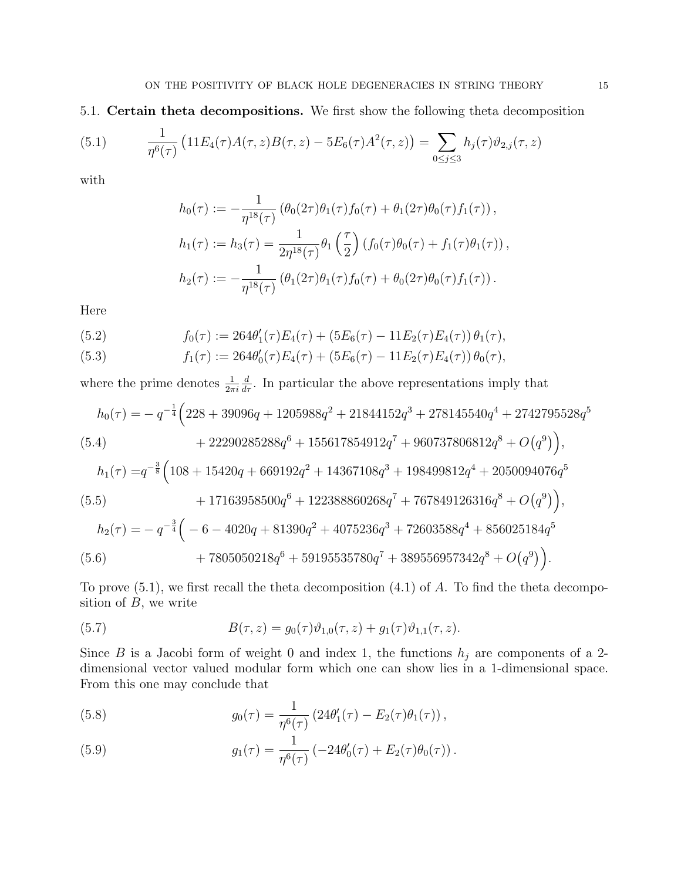### 5.1. Certain theta decompositions.

We first show the following theta decomposition

$$\frac{1}{\eta^6(\tau)}\left(11E_4(\tau)A(\tau,z)B(\tau,z)-5E_6(\tau)A^2(\tau,z)\right)=\sum_{0\leq j\leq 3}h_j(\tau)\vartheta_{2,j}(\tau,z) \tag{5.1}$$

with

$$\begin{aligned}
h_0(\tau) &:= -\frac{1}{\eta^{18}(\tau)}\left(\theta_0(2\tau)\theta_1(\tau)f_0(\tau)+\theta_1(2\tau)\theta_0(\tau)f_1(\tau)\right),\\
h_1(\tau) &:= h_3(\tau) = \frac{1}{2\eta^{18}(\tau)}\theta_1\left(\frac{\tau}{2}\right)\left(f_0(\tau)\theta_0(\tau)+f_1(\tau)\theta_1(\tau)\right),\\
h_2(\tau) &:= -\frac{1}{\eta^{18}(\tau)}\left(\theta_1(2\tau)\theta_1(\tau)f_0(\tau)+\theta_0(2\tau)\theta_0(\tau)f_1(\tau)\right).
\end{aligned}$$

Here

$$f_0(\tau) := 264\theta_1'(\tau)E_4(\tau)+\left(5E_6(\tau)-11E_2(\tau)E_4(\tau)\right)\theta_1(\tau), \tag{5.2}$$

$$f_1(\tau) := 264\theta_0'(\tau)E_4(\tau)+\left(5E_6(\tau)-11E_2(\tau)E_4(\tau)\right)\theta_0(\tau), \tag{5.3}$$

where the prime denotes $\frac{1}{2\pi i}\frac{d}{d\tau}$. In particular the above representations imply that

$$\begin{aligned}
h_0(\tau) = &-q^{-\frac{1}{4}}\Big(228+39096q+1205988q^2+21844152q^3+278145540q^4+2742795528q^5\\
&+22290285288q^6+155617854912q^7+960737806812q^8+O\big(q^9\big)\Big),
\end{aligned} \tag{5.4}$$

$$\begin{aligned}
h_1(\tau) = &\,q^{-\frac{3}{8}}\Big(108+15420q+669192q^2+14367108q^3+198499812q^4+2050094076q^5\\
&+17163958500q^6+122388860268q^7+767849126316q^8+O\big(q^9\big)\Big),
\end{aligned} \tag{5.5}$$

$$\begin{aligned}
h_2(\tau) = &-q^{-\frac{3}{4}}\Big(-6-4020q+81390q^2+4075236q^3+72603588q^4+856025184q^5\\
&+7805050218q^6+59195535780q^7+389556957342q^8+O\big(q^9\big)\Big).
\end{aligned} \tag{5.6}$$

To prove (5.1), we first recall the theta decomposition (4.1) of $A$. To find the theta decomposition of $B$, we write

$$B(\tau,z)=g_0(\tau)\vartheta_{1,0}(\tau,z)+g_1(\tau)\vartheta_{1,1}(\tau,z). \tag{5.7}$$

Since $B$ is a Jacobi form of weight 0 and index 1, the functions $h_j$ are components of a 2-dimensional vector valued modular form which one can show lies in a 1-dimensional space. From this one may conclude that

$$g_0(\tau)=\frac{1}{\eta^6(\tau)}\left(24\theta_1'(\tau)-E_2(\tau)\theta_1(\tau)\right), \tag{5.8}$$

$$g_1(\tau)=\frac{1}{\eta^6(\tau)}\left(-24\theta_0'(\tau)+E_2(\tau)\theta_0(\tau)\right). \tag{5.9}$$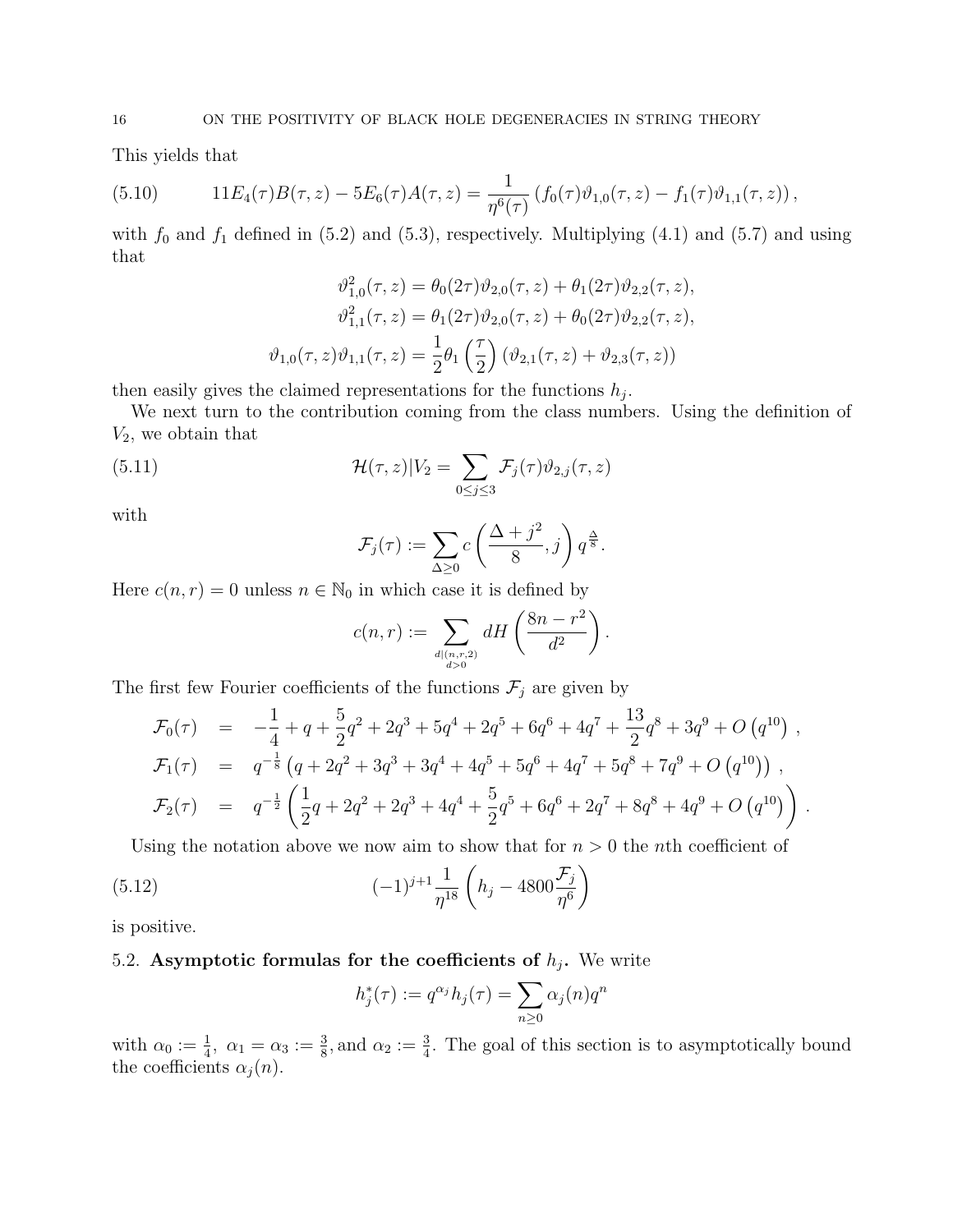This yields that

$$
11E_4(\tau)B(\tau,z) - 5E_6(\tau)A(\tau,z) = \frac{1}{\eta^6(\tau)}\left(f_0(\tau)\vartheta_{1,0}(\tau,z) - f_1(\tau)\vartheta_{1,1}(\tau,z)\right), \tag{5.10}
$$

with $f_0$ and $f_1$ defined in (5.2) and (5.3), respectively. Multiplying (4.1) and (5.7) and using that

$$
\begin{aligned}
\vartheta_{1,0}^2(\tau,z) &= \theta_0(2\tau)\vartheta_{2,0}(\tau,z) + \theta_1(2\tau)\vartheta_{2,2}(\tau,z),\\
\vartheta_{1,1}^2(\tau,z) &= \theta_1(2\tau)\vartheta_{2,0}(\tau,z) + \theta_0(2\tau)\vartheta_{2,2}(\tau,z),\\
\vartheta_{1,0}(\tau,z)\vartheta_{1,1}(\tau,z) &= \frac{1}{2}\theta_1\left(\frac{\tau}{2}\right)\left(\vartheta_{2,1}(\tau,z) + \vartheta_{2,3}(\tau,z)\right)
\end{aligned}
$$

then easily gives the claimed representations for the functions $h_j$.

We next turn to the contribution coming from the class numbers. Using the definition of $V_2$, we obtain that

$$
\mathcal{H}(\tau,z)|V_2 = \sum_{0\leq j\leq 3} \mathcal{F}_j(\tau)\vartheta_{2,j}(\tau,z) \tag{5.11}
$$

with

$$
\mathcal{F}_j(\tau) := \sum_{\Delta\geq 0} c\left(\frac{\Delta + j^2}{8}, j\right) q^{\frac{\Delta}{8}}.
$$

Here $c(n,r) = 0$ unless $n \in \mathbb{N}_0$ in which case it is defined by

$$
c(n,r) := \sum_{\substack{d|(n,r,2)\\ d>0}} dH\left(\frac{8n - r^2}{d^2}\right).
$$

The first few Fourier coefficients of the functions $\mathcal{F}_j$ are given by

$$
\begin{aligned}
\mathcal{F}_0(\tau) &= -\frac{1}{4} + q + \frac{5}{2}q^2 + 2q^3 + 5q^4 + 2q^5 + 6q^6 + 4q^7 + \frac{13}{2}q^8 + 3q^9 + O\left(q^{10}\right),\\
\mathcal{F}_1(\tau) &= q^{-\frac{1}{8}}\left(q + 2q^2 + 3q^3 + 3q^4 + 4q^5 + 5q^6 + 4q^7 + 5q^8 + 7q^9 + O\left(q^{10}\right)\right),\\
\mathcal{F}_2(\tau) &= q^{-\frac{1}{2}}\left(\frac{1}{2}q + 2q^2 + 2q^3 + 4q^4 + \frac{5}{2}q^5 + 6q^6 + 2q^7 + 8q^8 + 4q^9 + O\left(q^{10}\right)\right).
\end{aligned}
$$

Using the notation above we now aim to show that for $n > 0$ the $n$th coefficient of

$$
(-1)^{j+1}\frac{1}{\eta^{18}}\left(h_j - 4800\frac{\mathcal{F}_j}{\eta^6}\right) \tag{5.12}
$$

is positive.

5.2. **Asymptotic formulas for the coefficients of $h_j$.** We write

$$
h_j^*(\tau) := q^{\alpha_j}h_j(\tau) = \sum_{n\geq 0}\alpha_j(n)q^n
$$

with $\alpha_0 := \frac{1}{4}$, $\alpha_1 = \alpha_3 := \frac{3}{8}$, and $\alpha_2 := \frac{3}{4}$. The goal of this section is to asymptotically bound the coefficients $\alpha_j(n)$.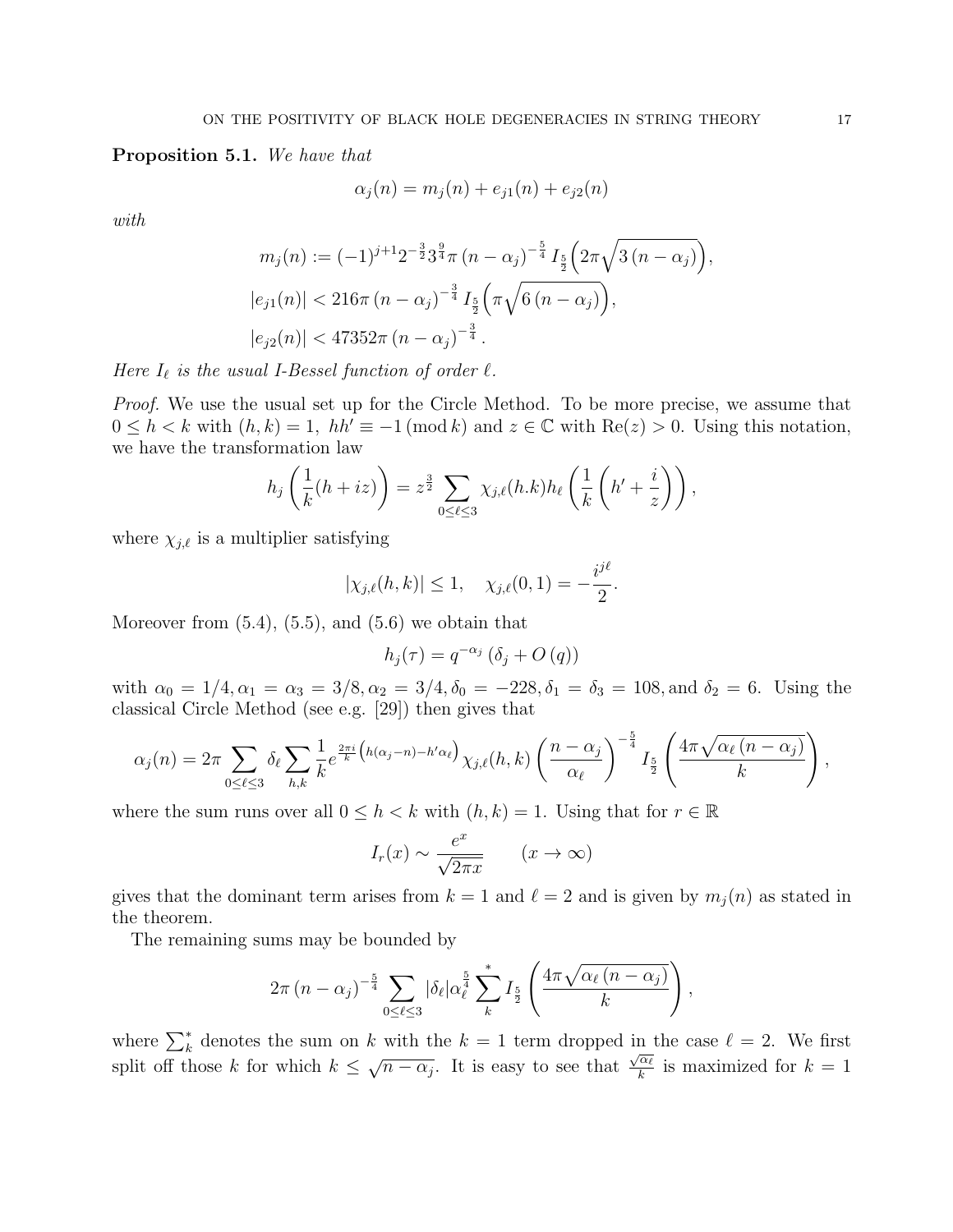**Proposition 5.1.** *We have that*

$$\alpha_j(n) = m_j(n) + e_{j1}(n) + e_{j2}(n)$$

*with*

$$m_j(n) := (-1)^{j+1} 2^{-\frac{3}{2}} 3^{\frac{9}{4}} \pi \left(n - \alpha_j\right)^{-\frac{5}{4}} I_{\frac{5}{2}}\Big(2\pi\sqrt{3\left(n-\alpha_j\right)}\Big),$$

$$|e_{j1}(n)| < 216\pi \left(n-\alpha_j\right)^{-\frac{3}{4}} I_{\frac{5}{2}}\Big(\pi\sqrt{6\left(n-\alpha_j\right)}\Big),$$

$$|e_{j2}(n)| < 47352\pi \left(n-\alpha_j\right)^{-\frac{3}{4}}.$$

*Here $I_\ell$ is the usual I-Bessel function of order $\ell$.*

*Proof.* We use the usual set up for the Circle Method. To be more precise, we assume that $0 \leq h < k$ with $(h,k)=1$, $hh' \equiv -1 \pmod{k}$ and $z \in \mathbb{C}$ with $\mathrm{Re}(z) > 0$. Using this notation, we have the transformation law

$$h_j\left(\frac{1}{k}(h+iz)\right) = z^{\frac{3}{2}} \sum_{0 \leq \ell \leq 3} \chi_{j,\ell}(h.k) h_\ell\left(\frac{1}{k}\left(h' + \frac{i}{z}\right)\right),$$

where $\chi_{j,\ell}$ is a multiplier satisfying

$$|\chi_{j,\ell}(h,k)| \leq 1, \quad \chi_{j,\ell}(0,1) = -\frac{i^{j\ell}}{2}.$$

Moreover from (5.4), (5.5), and (5.6) we obtain that

$$h_j(\tau) = q^{-\alpha_j}\left(\delta_j + O\left(q\right)\right)$$

with $\alpha_0 = 1/4, \alpha_1 = \alpha_3 = 3/8, \alpha_2 = 3/4, \delta_0 = -228, \delta_1 = \delta_3 = 108,$ and $\delta_2 = 6$. Using the classical Circle Method (see e.g. [29]) then gives that

$$\alpha_j(n) = 2\pi \sum_{0\leq \ell \leq 3} \delta_\ell \sum_{h,k} \frac{1}{k} e^{\frac{2\pi i}{k}\left(h(\alpha_j - n) - h'\alpha_\ell\right)} \chi_{j,\ell}(h,k) \left(\frac{n-\alpha_j}{\alpha_\ell}\right)^{-\frac{5}{4}} I_{\frac{5}{2}}\left(\frac{4\pi\sqrt{\alpha_\ell\left(n-\alpha_j\right)}}{k}\right),$$

where the sum runs over all $0 \leq h < k$ with $(h,k)=1$. Using that for $r \in \mathbb{R}$

$$I_r(x) \sim \frac{e^x}{\sqrt{2\pi x}} \qquad (x \to \infty)$$

gives that the dominant term arises from $k=1$ and $\ell = 2$ and is given by $m_j(n)$ as stated in the theorem.

The remaining sums may be bounded by

$$2\pi\left(n-\alpha_j\right)^{-\frac{5}{4}} \sum_{0\leq \ell \leq 3} |\delta_\ell| \alpha_\ell^{\frac{5}{4}} \sum_k^* I_{\frac{5}{2}}\left(\frac{4\pi\sqrt{\alpha_\ell\left(n-\alpha_j\right)}}{k}\right),$$

where $\sum_k^*$ denotes the sum on $k$ with the $k=1$ term dropped in the case $\ell=2$. We first split off those $k$ for which $k \leq \sqrt{n-\alpha_j}$. It is easy to see that $\frac{\sqrt{\alpha_\ell}}{k}$ is maximized for $k=1$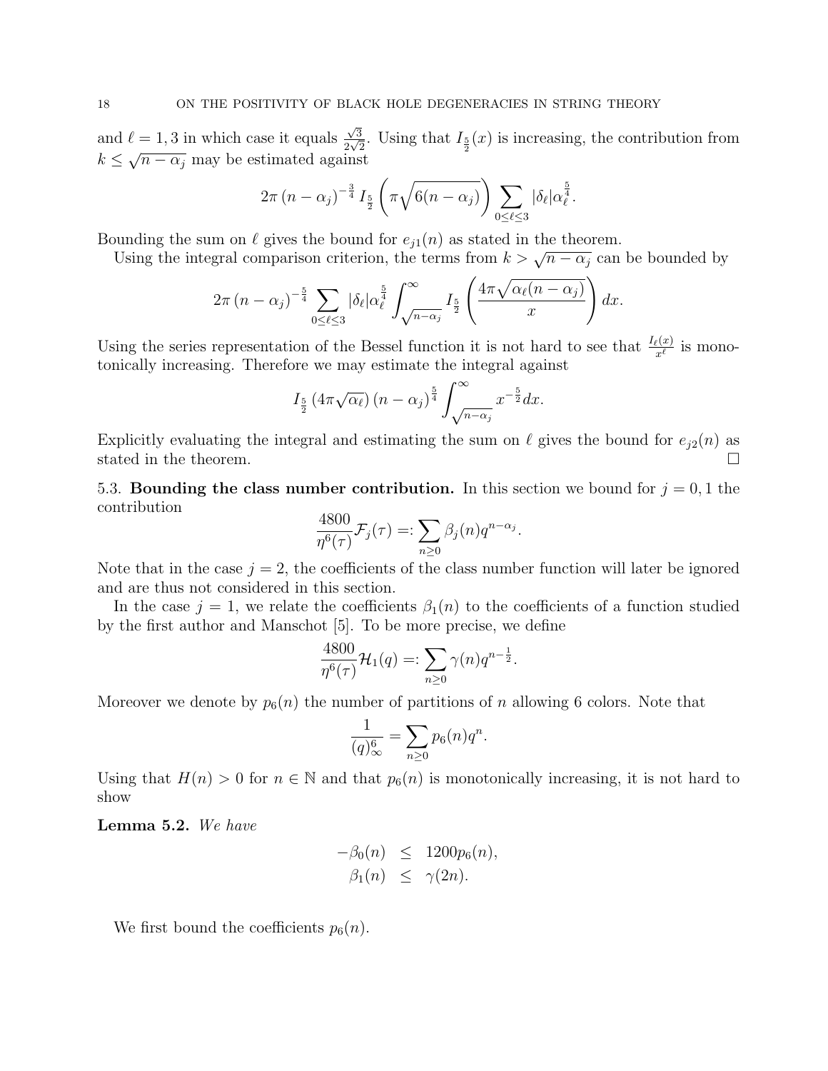and $\ell = 1, 3$ in which case it equals $\frac{\sqrt{3}}{2\sqrt{2}}$. Using that $I_{\frac{5}{2}}(x)$ is increasing, the contribution from $k \leq \sqrt{n - \alpha_j}$ may be estimated against

$$2\pi \left(n - \alpha_j\right)^{-\frac{3}{4}} I_{\frac{5}{2}}\left(\pi\sqrt{6(n-\alpha_j)}\right) \sum_{0 \leq \ell \leq 3} |\delta_\ell| \alpha_\ell^{\frac{5}{4}}.$$

Bounding the sum on $\ell$ gives the bound for $e_{j1}(n)$ as stated in the theorem.

Using the integral comparison criterion, the terms from $k > \sqrt{n - \alpha_j}$ can be bounded by

$$2\pi \left(n - \alpha_j\right)^{-\frac{5}{4}} \sum_{0 \leq \ell \leq 3} |\delta_\ell| \alpha_\ell^{\frac{5}{4}} \int_{\sqrt{n-\alpha_j}}^{\infty} I_{\frac{5}{2}}\left(\frac{4\pi\sqrt{\alpha_\ell(n-\alpha_j)}}{x}\right) dx.$$

Using the series representation of the Bessel function it is not hard to see that $\frac{I_\ell(x)}{x^\ell}$ is monotonically increasing. Therefore we may estimate the integral against

$$I_{\frac{5}{2}}\left(4\pi\sqrt{\alpha_\ell}\right) \left(n - \alpha_j\right)^{\frac{5}{4}} \int_{\sqrt{n-\alpha_j}}^{\infty} x^{-\frac{5}{2}} dx.$$

Explicitly evaluating the integral and estimating the sum on $\ell$ gives the bound for $e_{j2}(n)$ as stated in the theorem. $\square$

5.3. **Bounding the class number contribution.** In this section we bound for $j = 0, 1$ the contribution

$$\frac{4800}{\eta^6(\tau)} \mathcal{F}_j(\tau) =: \sum_{n \geq 0} \beta_j(n) q^{n - \alpha_j}.$$

Note that in the case $j = 2$, the coefficients of the class number function will later be ignored and are thus not considered in this section.

In the case $j = 1$, we relate the coefficients $\beta_1(n)$ to the coefficients of a function studied by the first author and Manschot [5]. To be more precise, we define

$$\frac{4800}{\eta^6(\tau)} \mathcal{H}_1(q) =: \sum_{n \geq 0} \gamma(n) q^{n - \frac{1}{2}}.$$

Moreover we denote by $p_6(n)$ the number of partitions of $n$ allowing 6 colors. Note that

$$\frac{1}{(q)_\infty^6} = \sum_{n \geq 0} p_6(n) q^n.$$

Using that $H(n) > 0$ for $n \in \mathbb{N}$ and that $p_6(n)$ is monotonically increasing, it is not hard to show

**Lemma 5.2.** *We have*

$$\begin{aligned} -\beta_0(n) &\leq 1200 p_6(n), \\ \beta_1(n) &\leq \gamma(2n). \end{aligned}$$

We first bound the coefficients $p_6(n)$.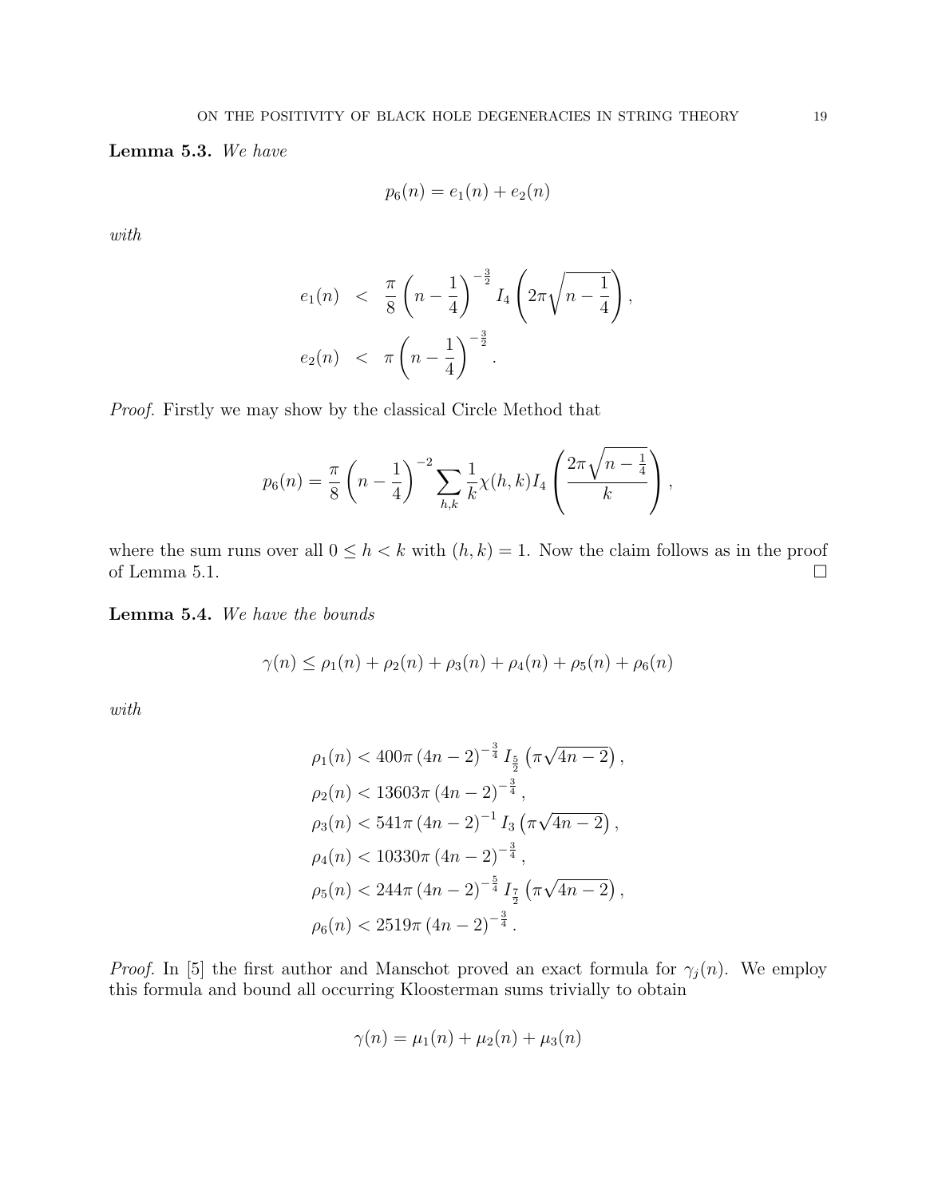**Lemma 5.3.** *We have*

$$p_6(n) = e_1(n) + e_2(n)$$

*with*

$$\begin{aligned} e_1(n) &< \frac{\pi}{8}\left(n-\frac{1}{4}\right)^{-\frac{3}{2}} I_4\left(2\pi\sqrt{n-\frac{1}{4}}\right), \\ e_2(n) &< \pi\left(n-\frac{1}{4}\right)^{-\frac{3}{2}}. \end{aligned}$$

*Proof.* Firstly we may show by the classical Circle Method that

$$p_6(n) = \frac{\pi}{8}\left(n-\frac{1}{4}\right)^{-2} \sum_{h,k} \frac{1}{k}\chi(h,k) I_4\left(\frac{2\pi\sqrt{n-\frac{1}{4}}}{k}\right),$$

where the sum runs over all $0 \leq h < k$ with $(h,k) = 1$. Now the claim follows as in the proof of Lemma 5.1. $\square$

**Lemma 5.4.** *We have the bounds*

$$\gamma(n) \leq \rho_1(n) + \rho_2(n) + \rho_3(n) + \rho_4(n) + \rho_5(n) + \rho_6(n)$$

*with*

$$\begin{aligned} &\rho_1(n) < 400\pi\,(4n-2)^{-\frac{3}{4}}\, I_{\frac{5}{2}}\left(\pi\sqrt{4n-2}\right), \\ &\rho_2(n) < 13603\pi\,(4n-2)^{-\frac{3}{4}}, \\ &\rho_3(n) < 541\pi\,(4n-2)^{-1}\, I_3\left(\pi\sqrt{4n-2}\right), \\ &\rho_4(n) < 10330\pi\,(4n-2)^{-\frac{3}{4}}, \\ &\rho_5(n) < 244\pi\,(4n-2)^{-\frac{5}{4}}\, I_{\frac{7}{2}}\left(\pi\sqrt{4n-2}\right), \\ &\rho_6(n) < 2519\pi\,(4n-2)^{-\frac{3}{4}}. \end{aligned}$$

*Proof.* In [5] the first author and Manschot proved an exact formula for $\gamma_j(n)$. We employ this formula and bound all occurring Kloosterman sums trivially to obtain

$$\gamma(n) = \mu_1(n) + \mu_2(n) + \mu_3(n)$$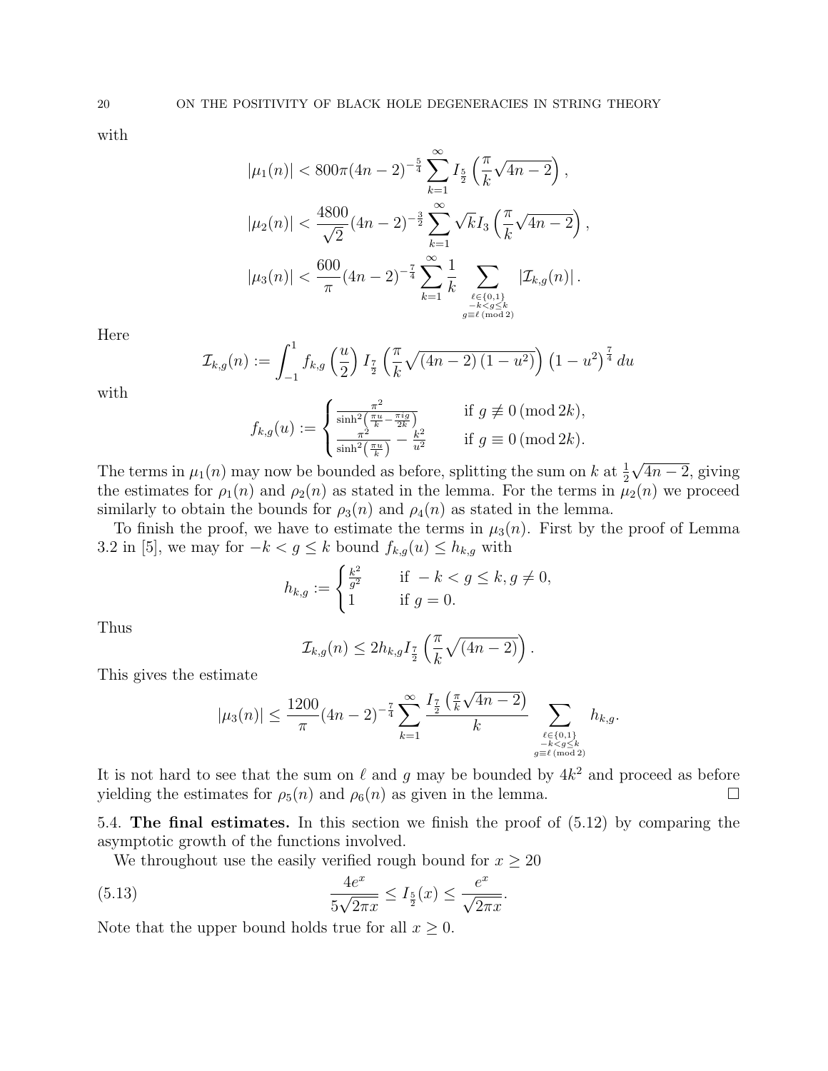with

$$|\mu_1(n)| < 800\pi(4n-2)^{-\frac{5}{4}} \sum_{k=1}^{\infty} I_{\frac{5}{2}}\left(\frac{\pi}{k}\sqrt{4n-2}\right),$$

$$|\mu_2(n)| < \frac{4800}{\sqrt{2}}(4n-2)^{-\frac{3}{2}} \sum_{k=1}^{\infty} \sqrt{k} I_3\left(\frac{\pi}{k}\sqrt{4n-2}\right),$$

$$|\mu_3(n)| < \frac{600}{\pi}(4n-2)^{-\frac{7}{4}} \sum_{k=1}^{\infty} \frac{1}{k} \sum_{\substack{\ell\in\{0,1\} \\ -k<g\leq k \\ g\equiv \ell \,(\mathrm{mod}\, 2)}} |\mathcal{I}_{k,g}(n)|.$$

Here

$$\mathcal{I}_{k,g}(n) := \int_{-1}^{1} f_{k,g}\left(\frac{u}{2}\right) I_{\frac{7}{2}}\left(\frac{\pi}{k}\sqrt{(4n-2)(1-u^2)}\right)\left(1-u^2\right)^{\frac{7}{4}} du$$

with

$$f_{k,g}(u) := \begin{cases} \frac{\pi^2}{\sinh^2\left(\frac{\pi u}{k} - \frac{\pi i g}{2k}\right)} & \text{if } g \not\equiv 0 \,(\mathrm{mod}\, 2k), \\ \frac{\pi^2}{\sinh^2\left(\frac{\pi u}{k}\right)} - \frac{k^2}{u^2} & \text{if } g \equiv 0 \,(\mathrm{mod}\, 2k). \end{cases}$$

The terms in $\mu_1(n)$ may now be bounded as before, splitting the sum on $k$ at $\frac{1}{2}\sqrt{4n-2}$, giving the estimates for $\rho_1(n)$ and $\rho_2(n)$ as stated in the lemma. For the terms in $\mu_2(n)$ we proceed similarly to obtain the bounds for $\rho_3(n)$ and $\rho_4(n)$ as stated in the lemma.

To finish the proof, we have to estimate the terms in $\mu_3(n)$. First by the proof of Lemma 3.2 in [5], we may for $-k < g \leq k$ bound $f_{k,g}(u) \leq h_{k,g}$ with

$$h_{k,g} := \begin{cases} \frac{k^2}{g^2} & \text{if } -k < g \leq k, g \neq 0, \\ 1 & \text{if } g = 0. \end{cases}$$

Thus

$$\mathcal{I}_{k,g}(n) \leq 2h_{k,g} I_{\frac{7}{2}}\left(\frac{\pi}{k}\sqrt{(4n-2)}\right).$$

This gives the estimate

$$|\mu_3(n)| \leq \frac{1200}{\pi}(4n-2)^{-\frac{7}{4}} \sum_{k=1}^{\infty} \frac{I_{\frac{7}{2}}\left(\frac{\pi}{k}\sqrt{4n-2}\right)}{k} \sum_{\substack{\ell\in\{0,1\} \\ -k<g\leq k \\ g\equiv \ell \,(\mathrm{mod}\, 2)}} h_{k,g}.$$

It is not hard to see that the sum on $\ell$ and $g$ may be bounded by $4k^2$ and proceed as before yielding the estimates for $\rho_5(n)$ and $\rho_6(n)$ as given in the lemma. $\square$

5.4. **The final estimates.** In this section we finish the proof of (5.12) by comparing the asymptotic growth of the functions involved.

We throughout use the easily verified rough bound for $x \geq 20$

$$\frac{4e^x}{5\sqrt{2\pi x}} \leq I_{\frac{5}{2}}(x) \leq \frac{e^x}{\sqrt{2\pi x}}. \tag{5.13}$$

Note that the upper bound holds true for all $x \geq 0$.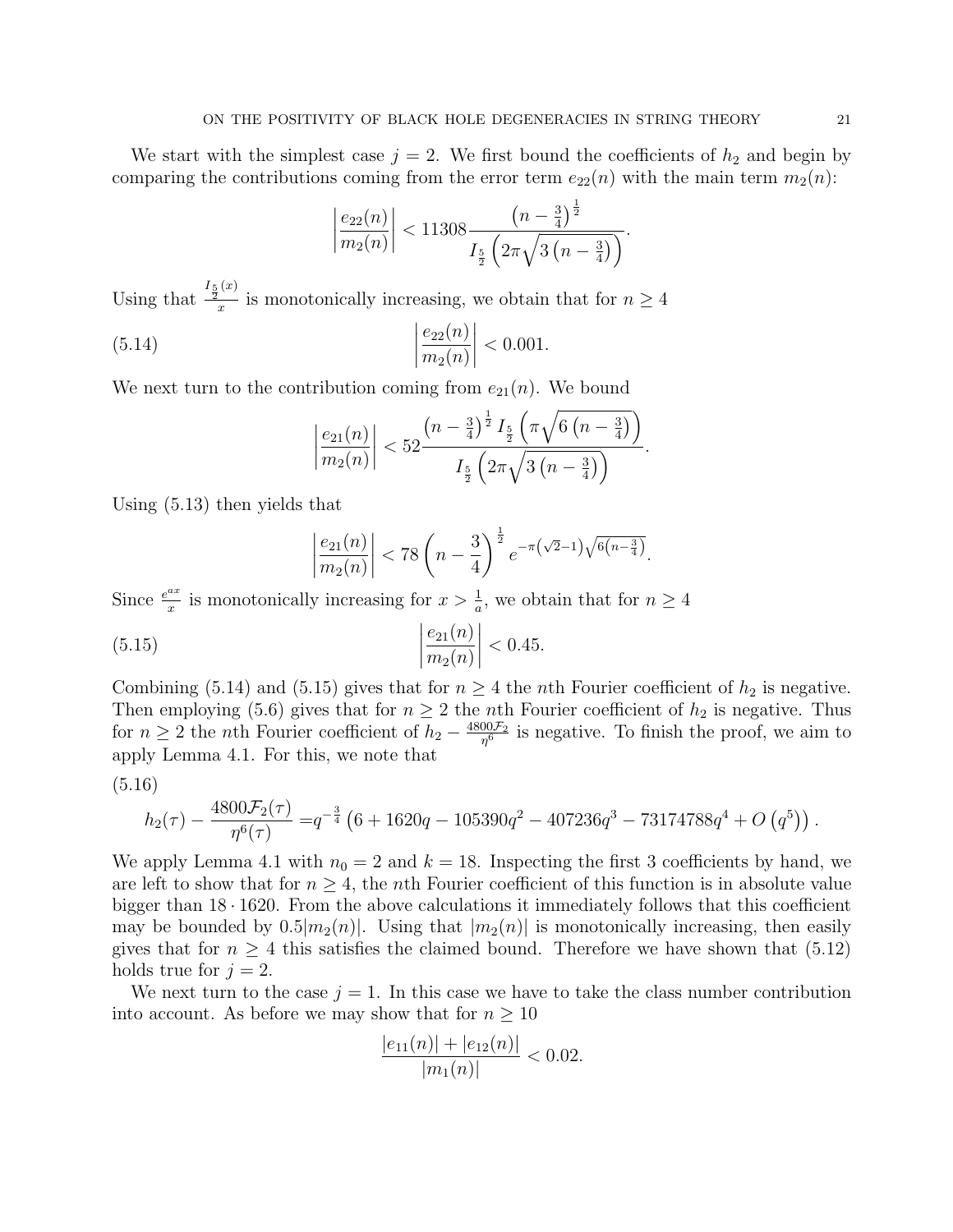We start with the simplest case $j = 2$. We first bound the coefficients of $h_2$ and begin by comparing the contributions coming from the error term $e_{22}(n)$ with the main term $m_2(n)$:

$$\left|\frac{e_{22}(n)}{m_2(n)}\right| < 11308 \frac{\left(n-\frac{3}{4}\right)^{\frac{1}{2}}}{I_{\frac{5}{2}}\left(2\pi\sqrt{3\left(n-\frac{3}{4}\right)}\right)}.$$

Using that $\frac{I_{\frac{5}{2}}(x)}{x}$ is monotonically increasing, we obtain that for $n \geq 4$

$$\left|\frac{e_{22}(n)}{m_2(n)}\right| < 0.001. \tag{5.14}$$

We next turn to the contribution coming from $e_{21}(n)$. We bound

$$\left|\frac{e_{21}(n)}{m_2(n)}\right| < 52 \frac{\left(n-\frac{3}{4}\right)^{\frac{1}{2}} I_{\frac{5}{2}}\left(\pi\sqrt{6\left(n-\frac{3}{4}\right)}\right)}{I_{\frac{5}{2}}\left(2\pi\sqrt{3\left(n-\frac{3}{4}\right)}\right)}.$$

Using (5.13) then yields that

$$\left|\frac{e_{21}(n)}{m_2(n)}\right| < 78\left(n-\frac{3}{4}\right)^{\frac{1}{2}} e^{-\pi\left(\sqrt{2}-1\right)\sqrt{6\left(n-\frac{3}{4}\right)}}.$$

Since $\frac{e^{ax}}{x}$ is monotonically increasing for $x > \frac{1}{a}$, we obtain that for $n \geq 4$

$$\left|\frac{e_{21}(n)}{m_2(n)}\right| < 0.45. \tag{5.15}$$

Combining (5.14) and (5.15) gives that for $n \geq 4$ the $n$th Fourier coefficient of $h_2$ is negative. Then employing (5.6) gives that for $n \geq 2$ the $n$th Fourier coefficient of $h_2$ is negative. Thus for $n \geq 2$ the $n$th Fourier coefficient of $h_2 - \frac{4800\mathcal{F}_2}{\eta^6}$ is negative. To finish the proof, we aim to apply Lemma 4.1. For this, we note that

$$h_2(\tau) - \frac{4800\mathcal{F}_2(\tau)}{\eta^6(\tau)} = q^{-\frac{3}{4}}\left(6 + 1620q - 105390q^2 - 407236q^3 - 73174788q^4 + O\left(q^5\right)\right). \tag{5.16}$$

We apply Lemma 4.1 with $n_0 = 2$ and $k = 18$. Inspecting the first 3 coefficients by hand, we are left to show that for $n \geq 4$, the $n$th Fourier coefficient of this function is in absolute value bigger than $18 \cdot 1620$. From the above calculations it immediately follows that this coefficient may be bounded by $0.5|m_2(n)|$. Using that $|m_2(n)|$ is monotonically increasing, then easily gives that for $n \geq 4$ this satisfies the claimed bound. Therefore we have shown that (5.12) holds true for $j = 2$.

We next turn to the case $j = 1$. In this case we have to take the class number contribution into account. As before we may show that for $n \geq 10$

$$\frac{|e_{11}(n)| + |e_{12}(n)|}{|m_1(n)|} < 0.02.$$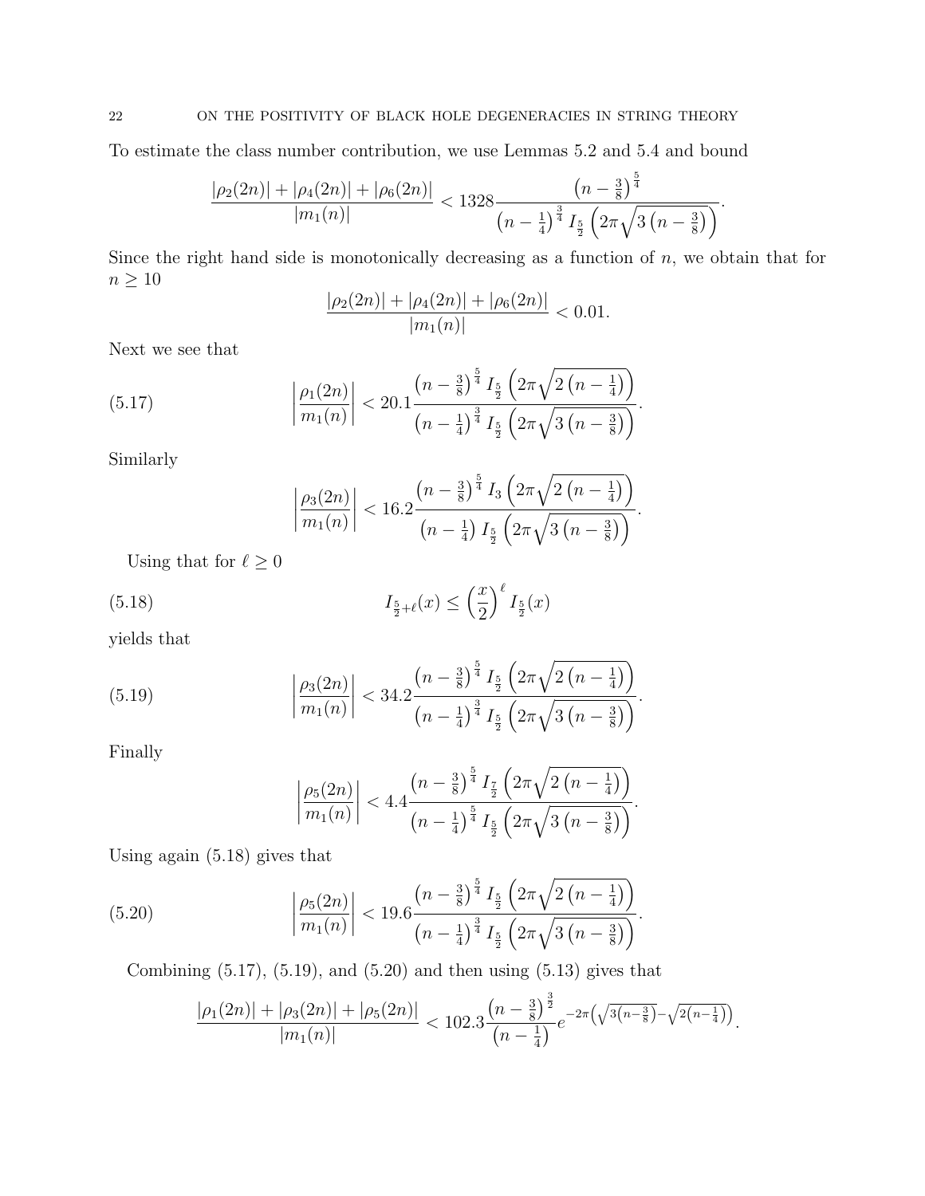To estimate the class number contribution, we use Lemmas 5.2 and 5.4 and bound

$$\frac{|\rho_2(2n)|+|\rho_4(2n)|+|\rho_6(2n)|}{|m_1(n)|} < 1328\frac{\left(n-\frac{3}{8}\right)^{\frac{5}{4}}}{\left(n-\frac{1}{4}\right)^{\frac{3}{4}} I_{\frac{5}{2}}\left(2\pi\sqrt{3\left(n-\frac{3}{8}\right)}\right)}.$$

Since the right hand side is monotonically decreasing as a function of $n$, we obtain that for $n \geq 10$

$$\frac{|\rho_2(2n)|+|\rho_4(2n)|+|\rho_6(2n)|}{|m_1(n)|} < 0.01.$$

Next we see that

$$\left|\frac{\rho_1(2n)}{m_1(n)}\right| < 20.1\frac{\left(n-\frac{3}{8}\right)^{\frac{5}{4}} I_{\frac{5}{2}}\left(2\pi\sqrt{2\left(n-\frac{1}{4}\right)}\right)}{\left(n-\frac{1}{4}\right)^{\frac{3}{4}} I_{\frac{5}{2}}\left(2\pi\sqrt{3\left(n-\frac{3}{8}\right)}\right)}. \tag{5.17}$$

Similarly

$$\left|\frac{\rho_3(2n)}{m_1(n)}\right| < 16.2\frac{\left(n-\frac{3}{8}\right)^{\frac{5}{4}} I_{3}\left(2\pi\sqrt{2\left(n-\frac{1}{4}\right)}\right)}{\left(n-\frac{1}{4}\right) I_{\frac{5}{2}}\left(2\pi\sqrt{3\left(n-\frac{3}{8}\right)}\right)}.$$

Using that for $\ell \geq 0$

$$I_{\frac{5}{2}+\ell}(x) \leq \left(\frac{x}{2}\right)^{\ell} I_{\frac{5}{2}}(x) \tag{5.18}$$

yields that

$$\left|\frac{\rho_3(2n)}{m_1(n)}\right| < 34.2\frac{\left(n-\frac{3}{8}\right)^{\frac{5}{4}} I_{\frac{5}{2}}\left(2\pi\sqrt{2\left(n-\frac{1}{4}\right)}\right)}{\left(n-\frac{1}{4}\right)^{\frac{3}{4}} I_{\frac{5}{2}}\left(2\pi\sqrt{3\left(n-\frac{3}{8}\right)}\right)}. \tag{5.19}$$

Finally

$$\left|\frac{\rho_5(2n)}{m_1(n)}\right| < 4.4\frac{\left(n-\frac{3}{8}\right)^{\frac{5}{4}} I_{\frac{7}{2}}\left(2\pi\sqrt{2\left(n-\frac{1}{4}\right)}\right)}{\left(n-\frac{1}{4}\right)^{\frac{5}{4}} I_{\frac{5}{2}}\left(2\pi\sqrt{3\left(n-\frac{3}{8}\right)}\right)}.$$

Using again (5.18) gives that

$$\left|\frac{\rho_5(2n)}{m_1(n)}\right| < 19.6\frac{\left(n-\frac{3}{8}\right)^{\frac{5}{4}} I_{\frac{5}{2}}\left(2\pi\sqrt{2\left(n-\frac{1}{4}\right)}\right)}{\left(n-\frac{1}{4}\right)^{\frac{3}{4}} I_{\frac{5}{2}}\left(2\pi\sqrt{3\left(n-\frac{3}{8}\right)}\right)}. \tag{5.20}$$

Combining (5.17), (5.19), and (5.20) and then using (5.13) gives that

$$\frac{|\rho_1(2n)|+|\rho_3(2n)|+|\rho_5(2n)|}{|m_1(n)|} < 102.3\frac{\left(n-\frac{3}{8}\right)^{\frac{3}{2}}}{\left(n-\frac{1}{4}\right)} e^{-2\pi\left(\sqrt{3\left(n-\frac{3}{8}\right)}-\sqrt{2\left(n-\frac{1}{4}\right)}\right)}.$$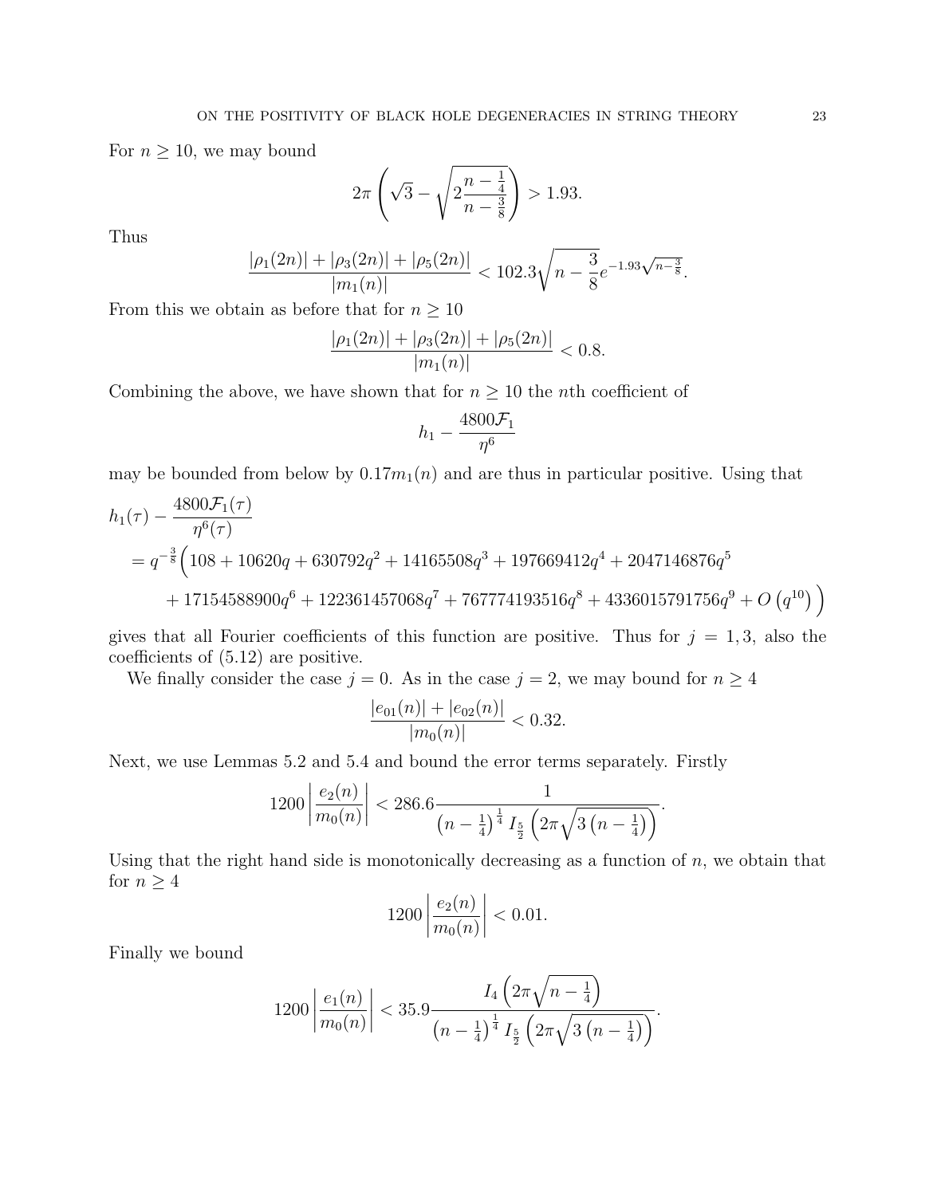For $n \geq 10$, we may bound

$$2\pi \left( \sqrt{3} - \sqrt{2 \frac{n - \frac{1}{4}}{n - \frac{3}{8}}} \right) > 1.93.$$

Thus

$$\frac{|\rho_1(2n)| + |\rho_3(2n)| + |\rho_5(2n)|}{|m_1(n)|} < 102.3 \sqrt{n - \frac{3}{8}} e^{-1.93\sqrt{n - \frac{3}{8}}}.$$

From this we obtain as before that for $n \geq 10$

$$\frac{|\rho_1(2n)| + |\rho_3(2n)| + |\rho_5(2n)|}{|m_1(n)|} < 0.8.$$

Combining the above, we have shown that for $n \geq 10$ the $n$th coefficient of

$$h_1 - \frac{4800\mathcal{F}_1}{\eta^6}$$

may be bounded from below by $0.17m_1(n)$ and are thus in particular positive. Using that

$$\begin{aligned}
h_1(\tau) &- \frac{4800\mathcal{F}_1(\tau)}{\eta^6(\tau)} \\
&= q^{-\frac{3}{8}} \Big( 108 + 10620q + 630792q^2 + 14165508q^3 + 197669412q^4 + 2047146876q^5 \\
&\quad + 17154588900q^6 + 122361457068q^7 + 767774193516q^8 + 4336015791756q^9 + O\left(q^{10}\right) \Big)
\end{aligned}$$

gives that all Fourier coefficients of this function are positive. Thus for $j = 1, 3$, also the coefficients of (5.12) are positive.

We finally consider the case $j = 0$. As in the case $j = 2$, we may bound for $n \geq 4$

$$\frac{|e_{01}(n)| + |e_{02}(n)|}{|m_0(n)|} < 0.32.$$

Next, we use Lemmas 5.2 and 5.4 and bound the error terms separately. Firstly

$$1200 \left| \frac{e_2(n)}{m_0(n)} \right| < 286.6 \frac{1}{\left(n - \frac{1}{4}\right)^{\frac{1}{4}} I_{\frac{5}{2}}\left(2\pi\sqrt{3\left(n - \frac{1}{4}\right)}\right)}.$$

Using that the right hand side is monotonically decreasing as a function of $n$, we obtain that for $n \geq 4$

$$1200 \left| \frac{e_2(n)}{m_0(n)} \right| < 0.01.$$

Finally we bound

$$1200 \left| \frac{e_1(n)}{m_0(n)} \right| < 35.9 \frac{I_4\left(2\pi\sqrt{n - \frac{1}{4}}\right)}{\left(n - \frac{1}{4}\right)^{\frac{1}{4}} I_{\frac{5}{2}}\left(2\pi\sqrt{3\left(n - \frac{1}{4}\right)}\right)}.$$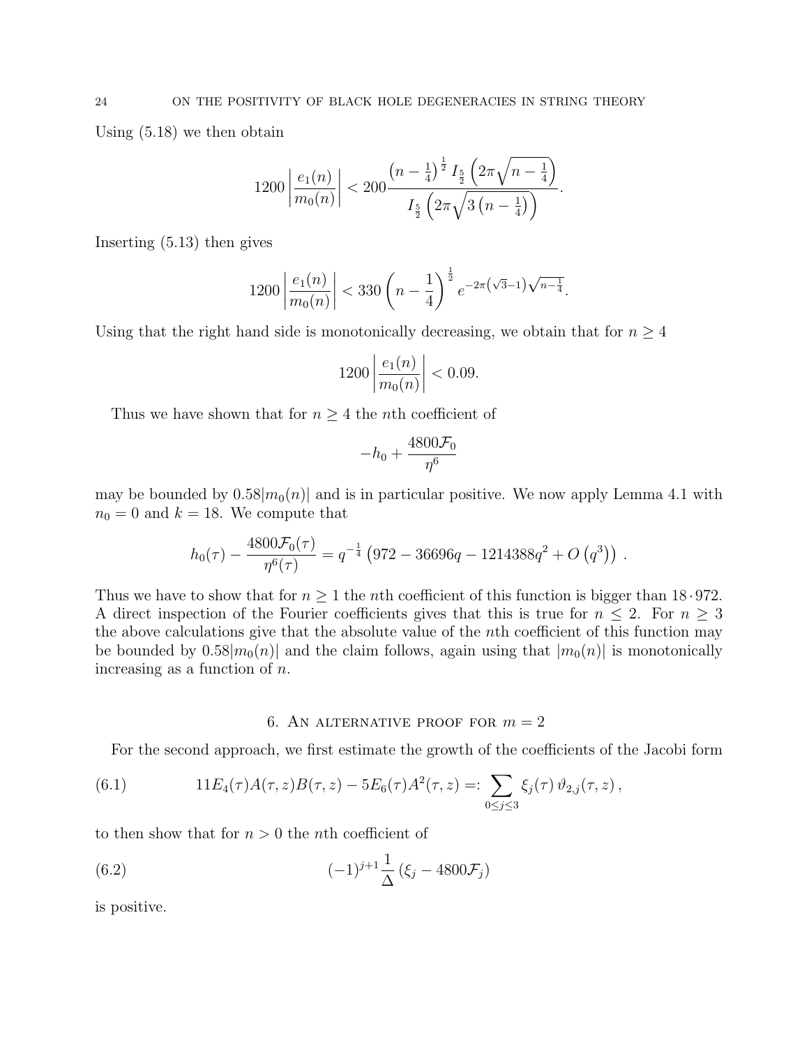Using (5.18) we then obtain

$$1200\left|\frac{e_1(n)}{m_0(n)}\right| < 200\frac{\left(n-\frac{1}{4}\right)^{\frac{1}{2}} I_{\frac{5}{2}}\left(2\pi\sqrt{n-\frac{1}{4}}\right)}{I_{\frac{5}{2}}\left(2\pi\sqrt{3\left(n-\frac{1}{4}\right)}\right)}.$$

Inserting (5.13) then gives

$$1200\left|\frac{e_1(n)}{m_0(n)}\right| < 330\left(n-\frac{1}{4}\right)^{\frac{1}{2}} e^{-2\pi\left(\sqrt{3}-1\right)\sqrt{n-\frac{1}{4}}}.$$

Using that the right hand side is monotonically decreasing, we obtain that for $n \geq 4$

$$1200\left|\frac{e_1(n)}{m_0(n)}\right| < 0.09.$$

Thus we have shown that for $n \geq 4$ the $n$th coefficient of

$$-h_0 + \frac{4800\mathcal{F}_0}{\eta^6}$$

may be bounded by $0.58|m_0(n)|$ and is in particular positive. We now apply Lemma 4.1 with $n_0 = 0$ and $k = 18$. We compute that

$$h_0(\tau) - \frac{4800\mathcal{F}_0(\tau)}{\eta^6(\tau)} = q^{-\frac{1}{4}}\left(972 - 36696q - 1214388q^2 + O\left(q^3\right)\right).$$

Thus we have to show that for $n \geq 1$ the $n$th coefficient of this function is bigger than $18 \cdot 972$. A direct inspection of the Fourier coefficients gives that this is true for $n \leq 2$. For $n \geq 3$ the above calculations give that the absolute value of the $n$th coefficient of this function may be bounded by $0.58|m_0(n)|$ and the claim follows, again using that $|m_0(n)|$ is monotonically increasing as a function of $n$.

## 6. An alternative proof for $m = 2$

For the second approach, we first estimate the growth of the coefficients of the Jacobi form

$$11E_4(\tau)A(\tau,z)B(\tau,z) - 5E_6(\tau)A^2(\tau,z) =: \sum_{0\leq j\leq 3} \xi_j(\tau)\,\vartheta_{2,j}(\tau,z)\,, \tag{6.1}$$

to then show that for $n > 0$ the $n$th coefficient of

$$(-1)^{j+1}\frac{1}{\Delta}\left(\xi_j - 4800\mathcal{F}_j\right) \tag{6.2}$$

is positive.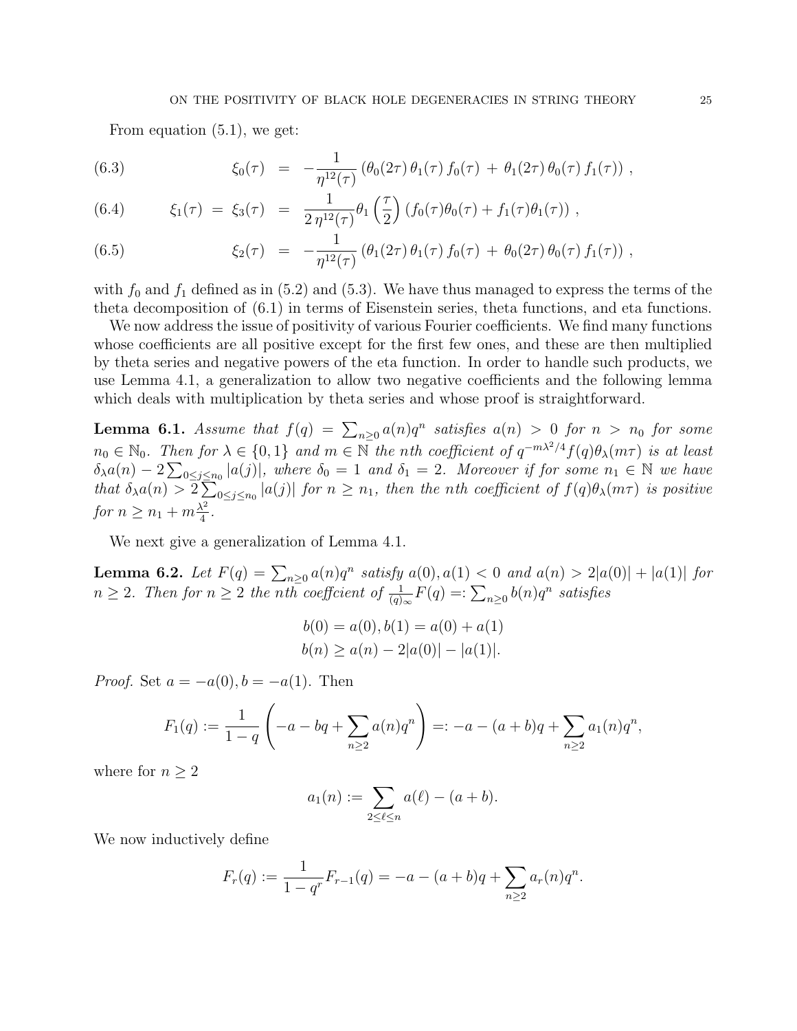From equation (5.1), we get:

$$\xi_0(\tau) = -\frac{1}{\eta^{12}(\tau)}\left(\theta_0(2\tau)\,\theta_1(\tau)\,f_0(\tau) + \theta_1(2\tau)\,\theta_0(\tau)\,f_1(\tau)\right), \tag{6.3}$$

$$\xi_1(\tau) = \xi_3(\tau) = \frac{1}{2\,\eta^{12}(\tau)}\theta_1\left(\frac{\tau}{2}\right)\left(f_0(\tau)\theta_0(\tau) + f_1(\tau)\theta_1(\tau)\right), \tag{6.4}$$

$$\xi_2(\tau) = -\frac{1}{\eta^{12}(\tau)}\left(\theta_1(2\tau)\,\theta_1(\tau)\,f_0(\tau) + \theta_0(2\tau)\,\theta_0(\tau)\,f_1(\tau)\right), \tag{6.5}$$

with $f_0$ and $f_1$ defined as in (5.2) and (5.3). We have thus managed to express the terms of the theta decomposition of (6.1) in terms of Eisenstein series, theta functions, and eta functions.

We now address the issue of positivity of various Fourier coefficients. We find many functions whose coefficients are all positive except for the first few ones, and these are then multiplied by theta series and negative powers of the eta function. In order to handle such products, we use Lemma 4.1, a generalization to allow two negative coefficients and the following lemma which deals with multiplication by theta series and whose proof is straightforward.

**Lemma 6.1.** *Assume that $f(q) = \sum_{n\geq 0} a(n)q^n$ satisfies $a(n) > 0$ for $n > n_0$ for some $n_0 \in \mathbb{N}_0$. Then for $\lambda \in \{0,1\}$ and $m \in \mathbb{N}$ the nth coefficient of $q^{-m\lambda^2/4}f(q)\theta_\lambda(m\tau)$ is at least $\delta_\lambda a(n) - 2\sum_{0\leq j\leq n_0}|a(j)|$, where $\delta_0 = 1$ and $\delta_1 = 2$. Moreover if for some $n_1 \in \mathbb{N}$ we have that $\delta_\lambda a(n) > 2\sum_{0\leq j\leq n_0}|a(j)|$ for $n \geq n_1$, then the nth coefficient of $f(q)\theta_\lambda(m\tau)$ is positive for $n \geq n_1 + m\frac{\lambda^2}{4}$.*

We next give a generalization of Lemma 4.1.

**Lemma 6.2.** *Let $F(q) = \sum_{n\geq 0} a(n)q^n$ satisfy $a(0), a(1) < 0$ and $a(n) > 2|a(0)| + |a(1)|$ for $n \geq 2$. Then for $n \geq 2$ the nth coeffcient of $\frac{1}{(q)_\infty}F(q) =: \sum_{n\geq 0} b(n)q^n$ satisfies*

$$b(0) = a(0), b(1) = a(0) + a(1)$$
$$b(n) \geq a(n) - 2|a(0)| - |a(1)|.$$

*Proof.* Set $a = -a(0), b = -a(1)$. Then

$$F_1(q) := \frac{1}{1-q}\left(-a - bq + \sum_{n\geq 2} a(n)q^n\right) =: -a - (a+b)q + \sum_{n\geq 2} a_1(n)q^n,$$

where for $n \geq 2$

$$a_1(n) := \sum_{2\leq \ell\leq n} a(\ell) - (a+b).$$

We now inductively define

$$F_r(q) := \frac{1}{1-q^r}F_{r-1}(q) = -a - (a+b)q + \sum_{n\geq 2} a_r(n)q^n.$$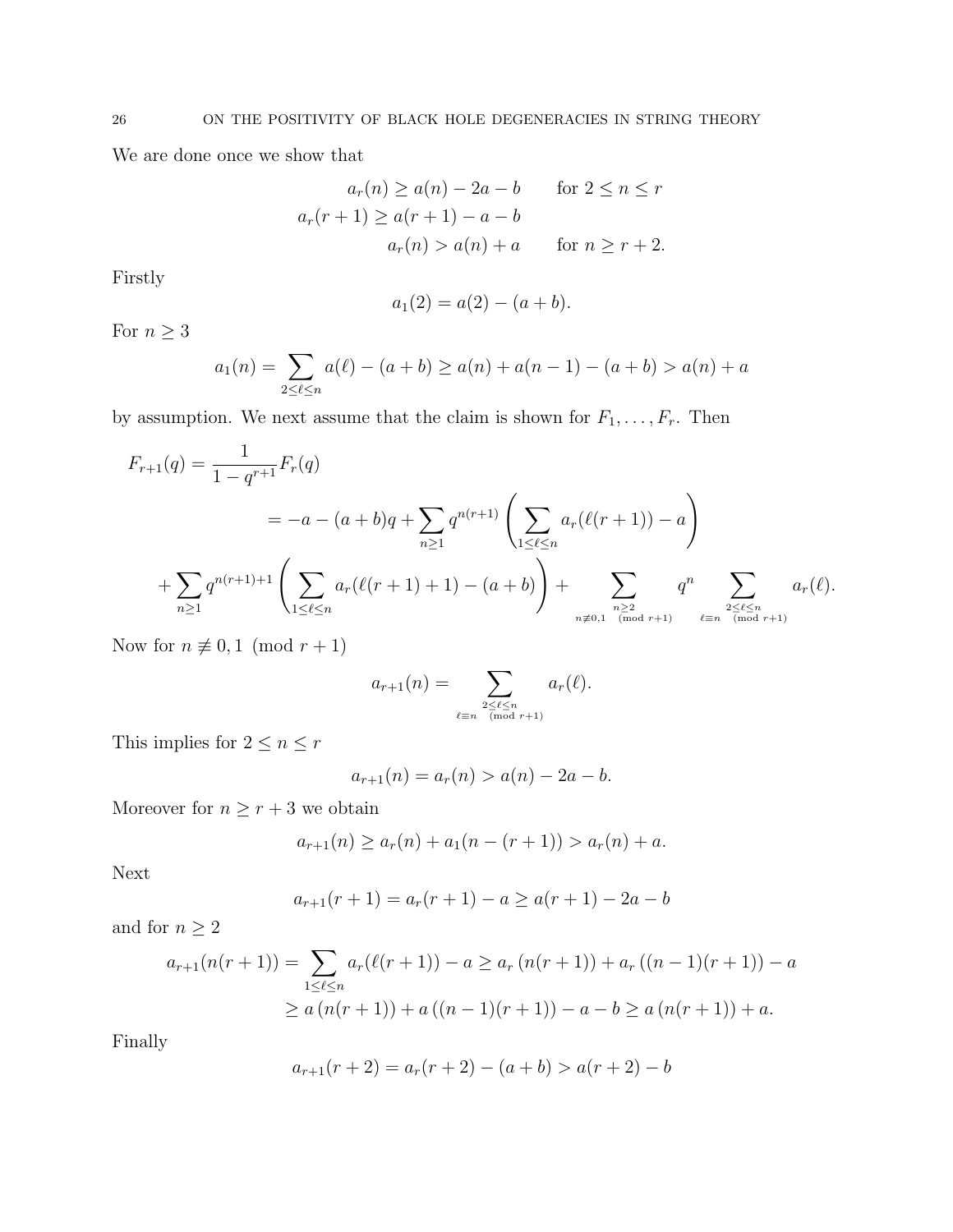We are done once we show that

$$
\begin{aligned}
a_r(n) &\geq a(n) - 2a - b \qquad \text{for } 2 \leq n \leq r\\
a_r(r+1) &\geq a(r+1) - a - b\\
a_r(n) &> a(n) + a \qquad \text{for } n \geq r+2.
\end{aligned}
$$

Firstly

$$
a_1(2) = a(2) - (a+b).
$$

For $n \geq 3$

$$
a_1(n) = \sum_{2 \leq \ell \leq n} a(\ell) - (a+b) \geq a(n) + a(n-1) - (a+b) > a(n) + a
$$

by assumption. We next assume that the claim is shown for $F_1, \ldots, F_r$. Then

$$
\begin{aligned}
F_{r+1}(q) &= \frac{1}{1-q^{r+1}} F_r(q)\\
&= -a - (a+b)q + \sum_{n \geq 1} q^{n(r+1)} \left( \sum_{1 \leq \ell \leq n} a_r(\ell(r+1)) - a \right)\\
&+ \sum_{n \geq 1} q^{n(r+1)+1} \left( \sum_{1 \leq \ell \leq n} a_r(\ell(r+1)+1) - (a+b) \right) + \sum_{\substack{n \geq 2\\ n \not\equiv 0,1 \pmod{r+1}}} q^n \sum_{\substack{2 \leq \ell \leq n\\ \ell \equiv n \pmod{r+1}}} a_r(\ell).
\end{aligned}
$$

Now for $n \not\equiv 0, 1 \pmod{r+1}$

$$
a_{r+1}(n) = \sum_{\substack{2 \leq \ell \leq n\\ \ell \equiv n \pmod{r+1}}} a_r(\ell).
$$

This implies for $2 \leq n \leq r$

$$
a_{r+1}(n) = a_r(n) > a(n) - 2a - b.
$$

Moreover for $n \geq r+3$ we obtain

$$
a_{r+1}(n) \geq a_r(n) + a_1(n-(r+1)) > a_r(n) + a.
$$

Next

$$
a_{r+1}(r+1) = a_r(r+1) - a \geq a(r+1) - 2a - b
$$

and for $n \geq 2$

$$
\begin{aligned}
a_{r+1}(n(r+1)) = \sum_{1 \leq \ell \leq n} a_r(\ell(r+1)) - a &\geq a_r\left(n(r+1)\right) + a_r\left((n-1)(r+1)\right) - a\\
&\geq a\left(n(r+1)\right) + a\left((n-1)(r+1)\right) - a - b \geq a\left(n(r+1)\right) + a.
\end{aligned}
$$

Finally

$$
a_{r+1}(r+2) = a_r(r+2) - (a+b) > a(r+2) - b
$$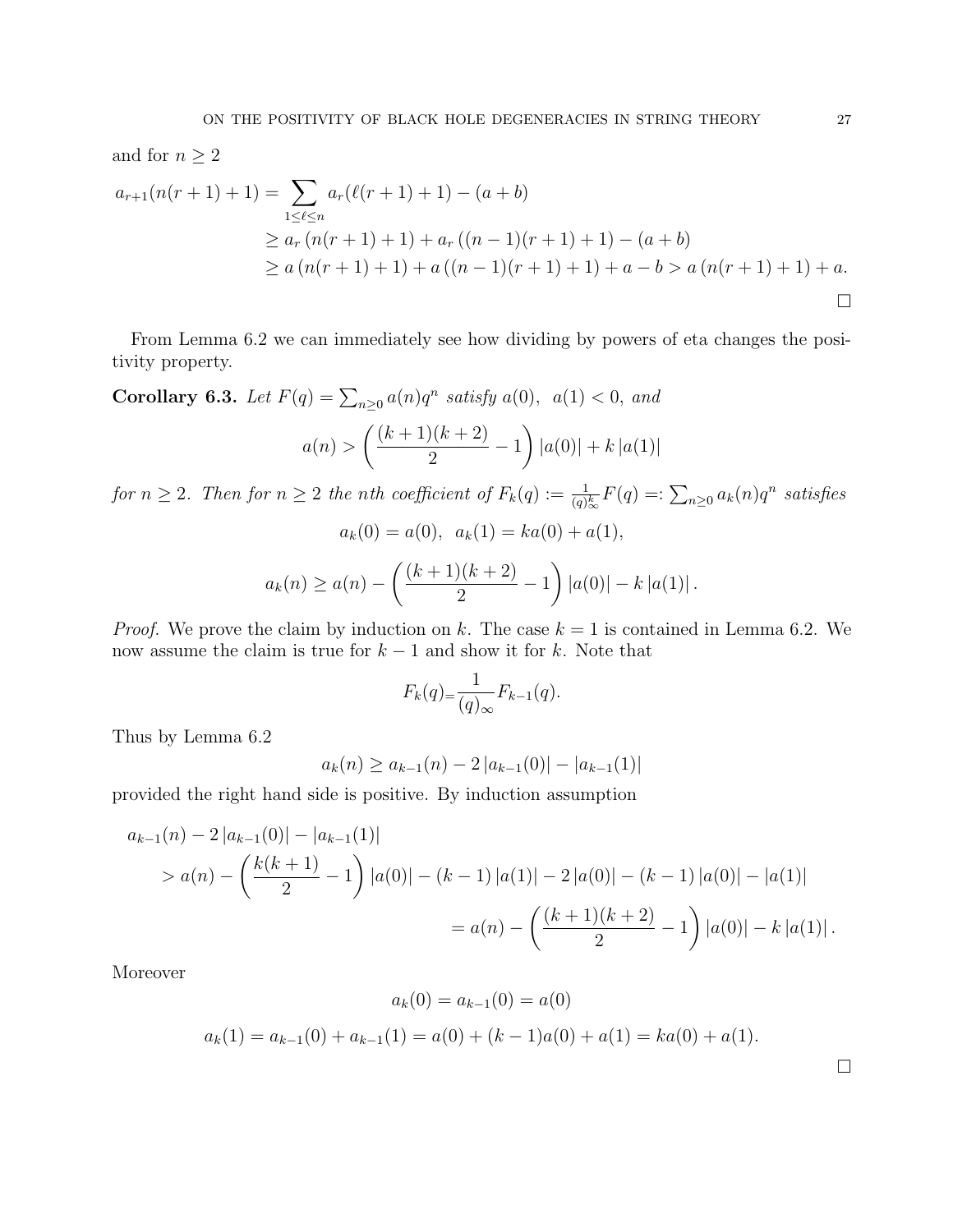and for $n \geq 2$

$$
\begin{aligned}
a_{r+1}(n(r+1)+1) &= \sum_{1 \leq \ell \leq n} a_r(\ell(r+1)+1) - (a+b) \\
&\geq a_r\left(n(r+1)+1\right) + a_r\left((n-1)(r+1)+1\right) - (a+b) \\
&\geq a\left(n(r+1)+1\right) + a\left((n-1)(r+1)+1\right) + a - b > a\left(n(r+1)+1\right) + a.
\end{aligned}
$$

□

From Lemma 6.2 we can immediately see how dividing by powers of eta changes the positivity property.

**Corollary 6.3.** *Let $F(q) = \sum_{n \geq 0} a(n) q^n$ satisfy $a(0),\ \ a(1) < 0$, and*

$$
a(n) > \left( \frac{(k+1)(k+2)}{2} - 1 \right) |a(0)| + k\, |a(1)|
$$

*for $n \geq 2$. Then for $n \geq 2$ the nth coefficient of $F_k(q) := \frac{1}{(q)_\infty^k} F(q) =: \sum_{n \geq 0} a_k(n) q^n$ satisfies*

$$
a_k(0) = a(0), \ \ a_k(1) = k a(0) + a(1),
$$

$$
a_k(n) \geq a(n) - \left( \frac{(k+1)(k+2)}{2} - 1 \right) |a(0)| - k\, |a(1)|.
$$

*Proof.* We prove the claim by induction on $k$. The case $k = 1$ is contained in Lemma 6.2. We now assume the claim is true for $k-1$ and show it for $k$. Note that

$$
F_k(q) = \frac{1}{(q)_\infty} F_{k-1}(q).
$$

Thus by Lemma 6.2

$$
a_k(n) \geq a_{k-1}(n) - 2\,|a_{k-1}(0)| - |a_{k-1}(1)|
$$

provided the right hand side is positive. By induction assumption

$$
\begin{aligned}
&a_{k-1}(n) - 2\,|a_{k-1}(0)| - |a_{k-1}(1)| \\
&\quad > a(n) - \left( \frac{k(k+1)}{2} - 1 \right) |a(0)| - (k-1)\,|a(1)| - 2\,|a(0)| - (k-1)\,|a(0)| - |a(1)| \\
&\quad = a(n) - \left( \frac{(k+1)(k+2)}{2} - 1 \right) |a(0)| - k\,|a(1)|.
\end{aligned}
$$

Moreover

$$
a_k(0) = a_{k-1}(0) = a(0)
$$

$$
a_k(1) = a_{k-1}(0) + a_{k-1}(1) = a(0) + (k-1)a(0) + a(1) = k a(0) + a(1).
$$

□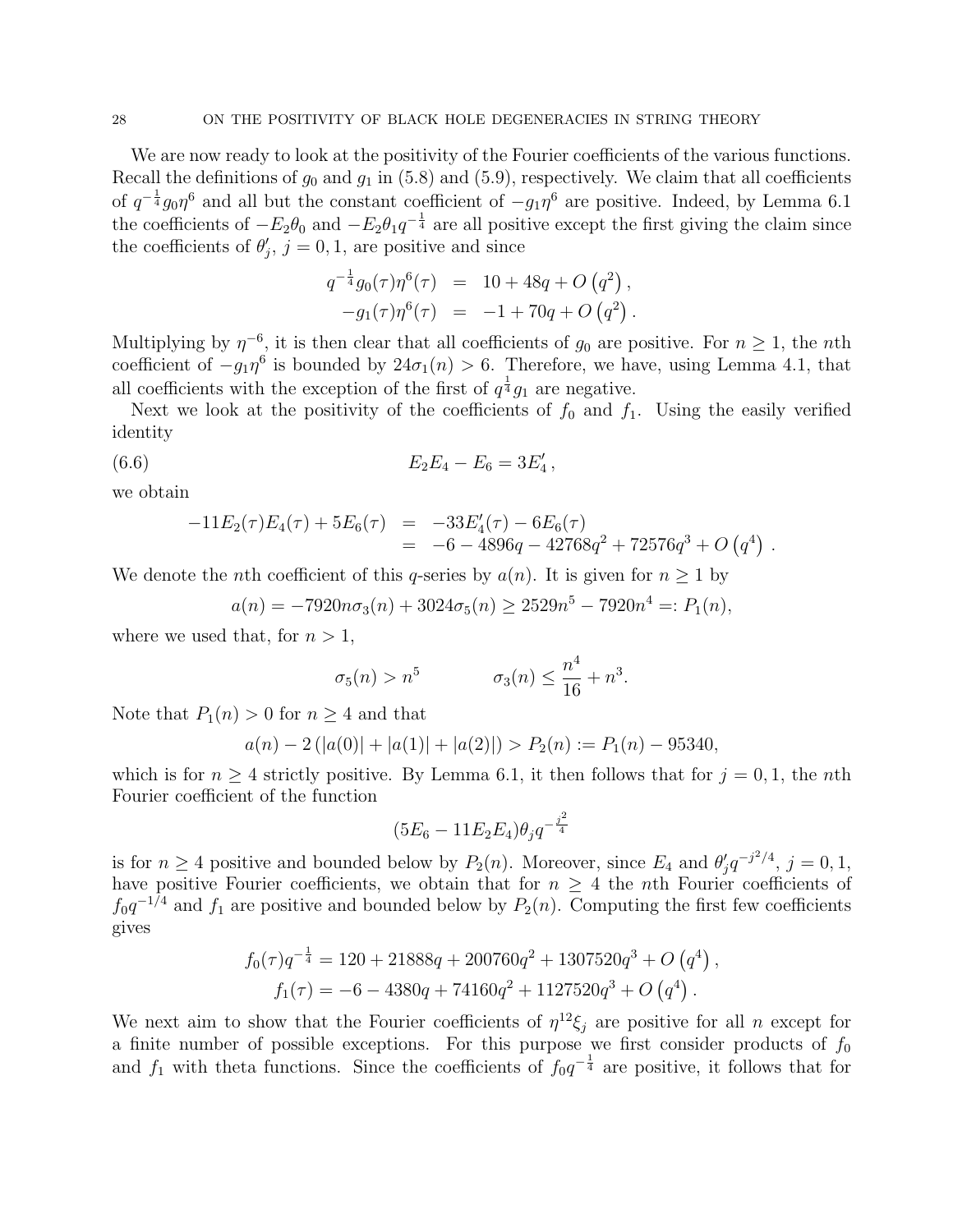We are now ready to look at the positivity of the Fourier coefficients of the various functions. Recall the definitions of $g_0$ and $g_1$ in (5.8) and (5.9), respectively. We claim that all coefficients of $q^{-\frac{1}{4}}g_0\eta^6$ and all but the constant coefficient of $-g_1\eta^6$ are positive. Indeed, by Lemma 6.1 the coefficients of $-E_2\theta_0$ and $-E_2\theta_1 q^{-\frac{1}{4}}$ are all positive except the first giving the claim since the coefficients of $\theta_j'$, $j=0,1$, are positive and since

$$
\begin{aligned}
q^{-\frac{1}{4}}g_0(\tau)\eta^6(\tau) &= 10 + 48q + O\left(q^2\right), \\
-g_1(\tau)\eta^6(\tau) &= -1 + 70q + O\left(q^2\right).
\end{aligned}
$$

Multiplying by $\eta^{-6}$, it is then clear that all coefficients of $g_0$ are positive. For $n \geq 1$, the $n$th coefficient of $-g_1\eta^6$ is bounded by $24\sigma_1(n) > 6$. Therefore, we have, using Lemma 4.1, that all coefficients with the exception of the first of $q^{\frac{1}{4}}g_1$ are negative.

Next we look at the positivity of the coefficients of $f_0$ and $f_1$. Using the easily verified identity

$$
E_2E_4 - E_6 = 3E_4', \tag{6.6}
$$

we obtain

$$
\begin{aligned}
-11E_2(\tau)E_4(\tau) + 5E_6(\tau) &= -33E_4'(\tau) - 6E_6(\tau) \\
&= -6 - 4896q - 42768q^2 + 72576q^3 + O\left(q^4\right).
\end{aligned}
$$

We denote the $n$th coefficient of this $q$-series by $a(n)$. It is given for $n \geq 1$ by

$$
a(n) = -7920n\sigma_3(n) + 3024\sigma_5(n) \geq 2529n^5 - 7920n^4 =: P_1(n),
$$

where we used that, for $n > 1$,

$$
\sigma_5(n) > n^5 \qquad\qquad \sigma_3(n) \leq \frac{n^4}{16} + n^3.
$$

Note that $P_1(n) > 0$ for $n \geq 4$ and that

$$
a(n) - 2\left(|a(0)| + |a(1)| + |a(2)|\right) > P_2(n) := P_1(n) - 95340,
$$

which is for $n \geq 4$ strictly positive. By Lemma 6.1, it then follows that for $j = 0, 1$, the $n$th Fourier coefficient of the function

$$
(5E_6 - 11E_2E_4)\theta_j q^{-\frac{j^2}{4}}
$$

is for $n \geq 4$ positive and bounded below by $P_2(n)$. Moreover, since $E_4$ and $\theta_j' q^{-j^2/4}$, $j = 0, 1$, have positive Fourier coefficients, we obtain that for $n \geq 4$ the $n$th Fourier coefficients of $f_0 q^{-1/4}$ and $f_1$ are positive and bounded below by $P_2(n)$. Computing the first few coefficients gives

$$
\begin{aligned}
f_0(\tau)q^{-\frac{1}{4}} &= 120 + 21888q + 200760q^2 + 1307520q^3 + O\left(q^4\right), \\
f_1(\tau) &= -6 - 4380q + 74160q^2 + 1127520q^3 + O\left(q^4\right).
\end{aligned}
$$

We next aim to show that the Fourier coefficients of $\eta^{12}\xi_j$ are positive for all $n$ except for a finite number of possible exceptions. For this purpose we first consider products of $f_0$ and $f_1$ with theta functions. Since the coefficients of $f_0 q^{-\frac{1}{4}}$ are positive, it follows that for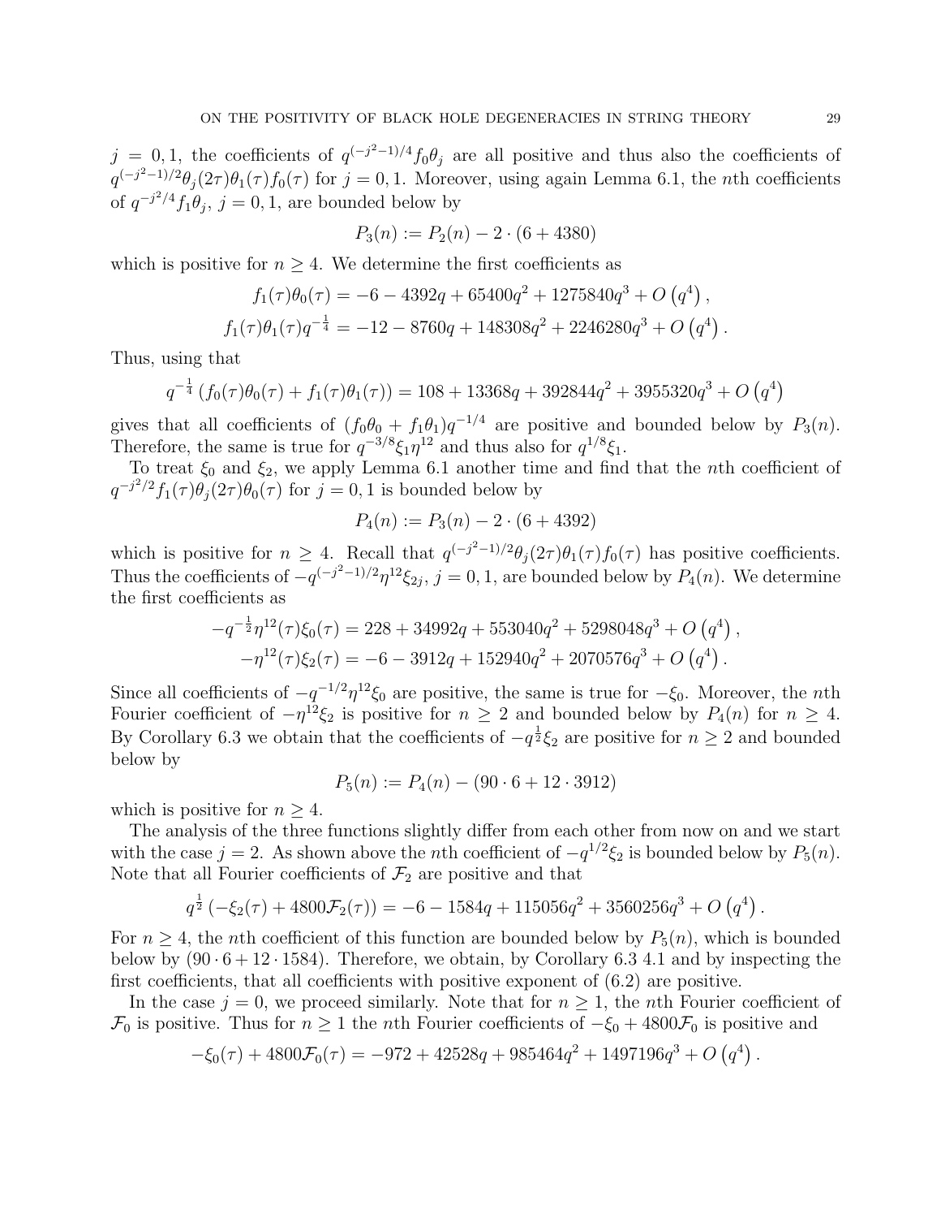$j=0,1$, the coefficients of $q^{(-j^2-1)/4}f_0\theta_j$ are all positive and thus also the coefficients of $q^{(-j^2-1)/2}\theta_j(2\tau)\theta_1(\tau)f_0(\tau)$ for $j=0,1$. Moreover, using again Lemma 6.1, the $n$th coefficients of $q^{-j^2/4}f_1\theta_j$, $j=0,1$, are bounded below by

$$P_3(n) := P_2(n) - 2\cdot(6+4380)$$

which is positive for $n\geq 4$. We determine the first coefficients as

$$f_1(\tau)\theta_0(\tau) = -6 - 4392q + 65400q^2 + 1275840q^3 + O\left(q^4\right),$$
$$f_1(\tau)\theta_1(\tau)q^{-\frac{1}{4}} = -12 - 8760q + 148308q^2 + 2246280q^3 + O\left(q^4\right).$$

Thus, using that

$$q^{-\frac{1}{4}}\left(f_0(\tau)\theta_0(\tau) + f_1(\tau)\theta_1(\tau)\right) = 108 + 13368q + 392844q^2 + 3955320q^3 + O\left(q^4\right)$$

gives that all coefficients of $(f_0\theta_0 + f_1\theta_1)q^{-1/4}$ are positive and bounded below by $P_3(n)$. Therefore, the same is true for $q^{-3/8}\xi_1\eta^{12}$ and thus also for $q^{1/8}\xi_1$.

To treat $\xi_0$ and $\xi_2$, we apply Lemma 6.1 another time and find that the $n$th coefficient of $q^{-j^2/2}f_1(\tau)\theta_j(2\tau)\theta_0(\tau)$ for $j=0,1$ is bounded below by

$$P_4(n) := P_3(n) - 2\cdot(6+4392)$$

which is positive for $n\geq 4$. Recall that $q^{(-j^2-1)/2}\theta_j(2\tau)\theta_1(\tau)f_0(\tau)$ has positive coefficients. Thus the coefficients of $-q^{(-j^2-1)/2}\eta^{12}\xi_{2j}$, $j=0,1$, are bounded below by $P_4(n)$. We determine the first coefficients as

$$-q^{-\frac{1}{2}}\eta^{12}(\tau)\xi_0(\tau) = 228 + 34992q + 553040q^2 + 5298048q^3 + O\left(q^4\right),$$
$$-\eta^{12}(\tau)\xi_2(\tau) = -6 - 3912q + 152940q^2 + 2070576q^3 + O\left(q^4\right).$$

Since all coefficients of $-q^{-1/2}\eta^{12}\xi_0$ are positive, the same is true for $-\xi_0$. Moreover, the $n$th Fourier coefficient of $-\eta^{12}\xi_2$ is positive for $n\geq 2$ and bounded below by $P_4(n)$ for $n\geq 4$. By Corollary 6.3 we obtain that the coefficients of $-q^{\frac{1}{2}}\xi_2$ are positive for $n\geq 2$ and bounded below by

$$P_5(n) := P_4(n) - (90\cdot 6 + 12\cdot 3912)$$

which is positive for $n\geq 4$.

The analysis of the three functions slightly differ from each other from now on and we start with the case $j=2$. As shown above the $n$th coefficient of $-q^{1/2}\xi_2$ is bounded below by $P_5(n)$. Note that all Fourier coefficients of $\mathcal{F}_2$ are positive and that

$$q^{\frac{1}{2}}\left(-\xi_2(\tau) + 4800\mathcal{F}_2(\tau)\right) = -6 - 1584q + 115056q^2 + 3560256q^3 + O\left(q^4\right).$$

For $n\geq 4$, the $n$th coefficient of this function are bounded below by $P_5(n)$, which is bounded below by $(90\cdot 6 + 12\cdot 1584)$. Therefore, we obtain, by Corollary 6.3 4.1 and by inspecting the first coefficients, that all coefficients with positive exponent of (6.2) are positive.

In the case $j=0$, we proceed similarly. Note that for $n\geq 1$, the $n$th Fourier coefficient of $\mathcal{F}_0$ is positive. Thus for $n\geq 1$ the $n$th Fourier coefficients of $-\xi_0 + 4800\mathcal{F}_0$ is positive and

$$-\xi_0(\tau) + 4800\mathcal{F}_0(\tau) = -972 + 42528q + 985464q^2 + 1497196q^3 + O\left(q^4\right).$$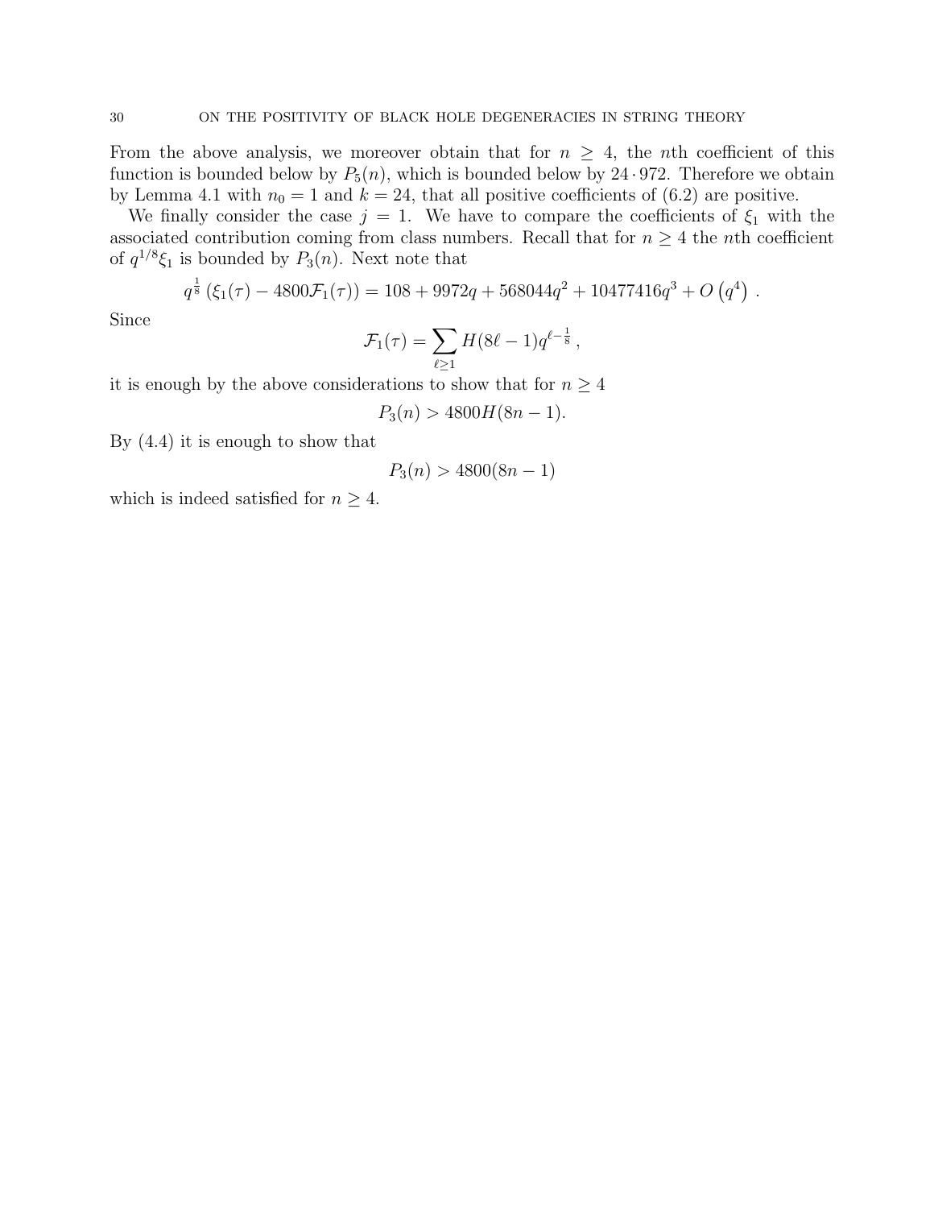From the above analysis, we moreover obtain that for $n \geq 4$, the $n$th coefficient of this function is bounded below by $P_5(n)$, which is bounded below by $24 \cdot 972$. Therefore we obtain by Lemma 4.1 with $n_0 = 1$ and $k = 24$, that all positive coefficients of (6.2) are positive.

We finally consider the case $j = 1$. We have to compare the coefficients of $\xi_1$ with the associated contribution coming from class numbers. Recall that for $n \geq 4$ the $n$th coefficient of $q^{1/8}\xi_1$ is bounded by $P_3(n)$. Next note that

$$q^{\frac{1}{8}} \left(\xi_1(\tau) - 4800\mathcal{F}_1(\tau)\right) = 108 + 9972q + 568044q^2 + 10477416q^3 + O\left(q^4\right) .$$

Since

$$\mathcal{F}_1(\tau) = \sum_{\ell \geq 1} H(8\ell - 1) q^{\ell - \frac{1}{8}} ,$$

it is enough by the above considerations to show that for $n \geq 4$

$$P_3(n) > 4800 H(8n - 1).$$

By (4.4) it is enough to show that

$$P_3(n) > 4800(8n - 1)$$

which is indeed satisfied for $n \geq 4$.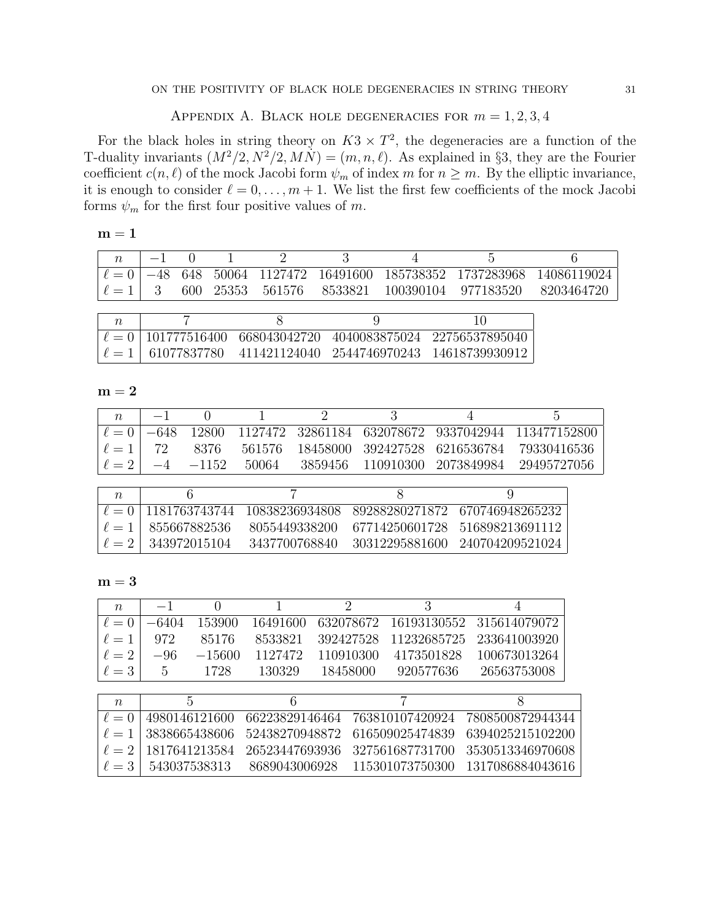## Appendix A. Black hole degeneracies for $m = 1, 2, 3, 4$

For the black holes in string theory on $K3 \times T^2$, the degeneracies are a function of the T-duality invariants $(M^2/2, N^2/2, M\dot{N}) = (m, n, \ell)$. As explained in §3, they are the Fourier coefficient $c(n, \ell)$ of the mock Jacobi form $\psi_m$ of index $m$ for $n \geq m$. By the elliptic invariance, it is enough to consider $\ell = 0, \ldots, m+1$. We list the first few coefficients of the mock Jacobi forms $\psi_m$ for the first four positive values of $m$.

**m = 1**

| $n$ | $-1$ | $0$ | $1$ | $2$ | $3$ | $4$ | $5$ | $6$ |
|---|---|---|---|---|---|---|---|---|
| $\ell = 0$ | $-48$ | 648 | 50064 | 1127472 | 16491600 | 185738352 | 1737283968 | 14086119024 |
| $\ell = 1$ | 3 | 600 | 25353 | 561576 | 8533821 | 100390104 | 977183520 | 8203464720 |

| $n$ | $7$ | $8$ | $9$ | $10$ |
|---|---|---|---|---|
| $\ell = 0$ | 101777516400 | 668043042720 | 4040083875024 | 22756537895040 |
| $\ell = 1$ | 61077837780 | 411421124040 | 2544746970243 | 14618739930912 |

**m = 2**

| $n$ | $-1$ | $0$ | $1$ | $2$ | $3$ | $4$ | $5$ |
|---|---|---|---|---|---|---|---|
| $\ell = 0$ | $-648$ | 12800 | 1127472 | 32861184 | 632078672 | 9337042944 | 113477152800 |
| $\ell = 1$ | 72 | 8376 | 561576 | 18458000 | 392427528 | 6216536784 | 79330416536 |
| $\ell = 2$ | $-4$ | $-1152$ | 50064 | 3859456 | 110910300 | 2073849984 | 29495727056 |

| $n$ | $6$ | $7$ | $8$ | $9$ |
|---|---|---|---|---|
| $\ell = 0$ | 1181763743744 | 10838236934808 | 89288280271872 | 670746948265232 |
| $\ell = 1$ | 855667882536 | 8055449338200 | 67714250601728 | 516898213691112 |
| $\ell = 2$ | 343972015104 | 3437700768840 | 30312295881600 | 240704209521024 |

**m = 3**

| $n$ | $-1$ | $0$ | $1$ | $2$ | $3$ | $4$ |
|---|---|---|---|---|---|---|
| $\ell = 0$ | $-6404$ | 153900 | 16491600 | 632078672 | 16193130552 | 315614079072 |
| $\ell = 1$ | 972 | 85176 | 8533821 | 392427528 | 11232685725 | 233641003920 |
| $\ell = 2$ | $-96$ | $-15600$ | 1127472 | 110910300 | 4173501828 | 100673013264 |
| $\ell = 3$ | 5 | 1728 | 130329 | 18458000 | 920577636 | 26563753008 |

| $n$ | $5$ | $6$ | $7$ | $8$ |
|---|---|---|---|---|
| $\ell = 0$ | 4980146121600 | 66223829146464 | 763810107420924 | 7808500872944344 |
| $\ell = 1$ | 3838665438606 | 52438270948872 | 616509025474839 | 6394025215102200 |
| $\ell = 2$ | 1817641213584 | 26523447693936 | 327561687731700 | 3530513346970608 |
| $\ell = 3$ | 543037538313 | 8689043006928 | 115301073750300 | 1317086884043616 |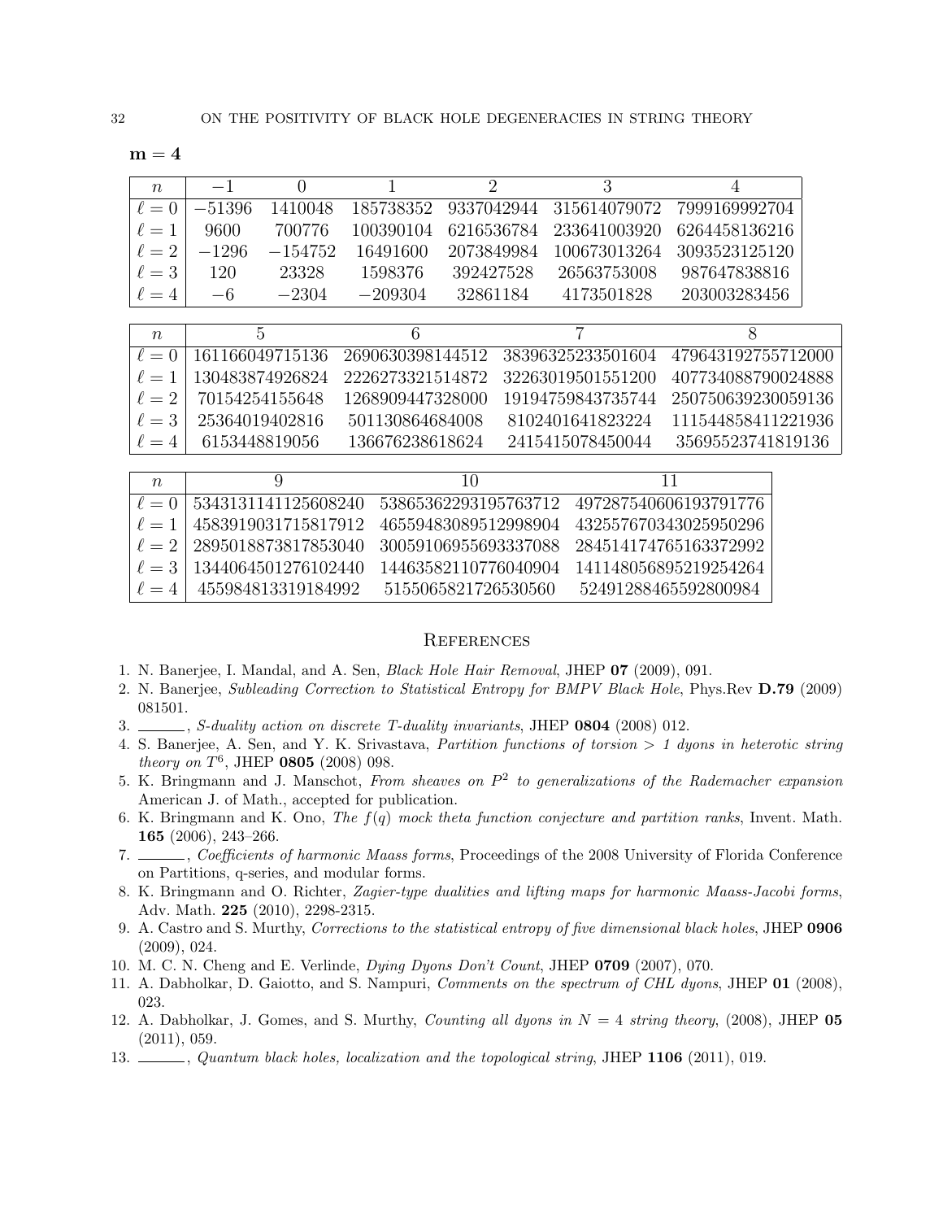$\mathbf{m = 4}$

| $n$ | $-1$ | $0$ | $1$ | $2$ | $3$ | $4$ |
|---|---|---|---|---|---|---|
| $\ell = 0$ | $-51396$ | 1410048 | 185738352 | 9337042944 | 315614079072 | 7999169992704 |
| $\ell = 1$ | 9600 | 700776 | 100390104 | 6216536784 | 233641003920 | 6264458136216 |
| $\ell = 2$ | $-1296$ | $-154752$ | 16491600 | 2073849984 | 100673013264 | 3093523125120 |
| $\ell = 3$ | 120 | 23328 | 1598376 | 392427528 | 26563753008 | 987647838816 |
| $\ell = 4$ | $-6$ | $-2304$ | $-209304$ | 32861184 | 4173501828 | 203003283456 |

| $n$ | 5 | 6 | 7 | 8 |
|---|---|---|---|---|
| $\ell = 0$ | 161166049715136 | 2690630398144512 | 38396325233501604 | 479643192755712000 |
| $\ell = 1$ | 130483874926824 | 2226273321514872 | 32263019501551200 | 407734088790024888 |
| $\ell = 2$ | 70154254155648 | 1268909447328000 | 19194759843735744 | 250750639230059136 |
| $\ell = 3$ | 25364019402816 | 501130864684008 | 8102401641823224 | 111544858411221936 |
| $\ell = 4$ | 6153448819056 | 136676238618624 | 2415415078450044 | 35695523741819136 |

| $n$ | 9 | 10 | 11 |
|---|---|---|---|
| $\ell = 0$ | 5343131141125608240 | 53865362293195763712 | 497287540606193791776 |
| $\ell = 1$ | 4583919031715817912 | 46559483089512998904 | 432557670343025950296 |
| $\ell = 2$ | 2895018873817853040 | 30059106955693337088 | 284514174765163372992 |
| $\ell = 3$ | 1344064501276102440 | 14463582110776040904 | 141148056895219254264 |
| $\ell = 4$ | 455984813319184992 | 5155065821726530560 | 52491288465592800984 |

## References

1. N. Banerjee, I. Mandal, and A. Sen, *Black Hole Hair Removal*, JHEP **07** (2009), 091.
2. N. Banerjee, *Subleading Correction to Statistical Entropy for BMPV Black Hole*, Phys.Rev **D.79** (2009) 081501.
3. ______, *S-duality action on discrete T-duality invariants*, JHEP **0804** (2008) 012.
4. S. Banerjee, A. Sen, and Y. K. Srivastava, *Partition functions of torsion > 1 dyons in heterotic string theory on $T^6$*, JHEP **0805** (2008) 098.
5. K. Bringmann and J. Manschot, *From sheaves on $P^2$ to generalizations of the Rademacher expansion* American J. of Math., accepted for publication.
6. K. Bringmann and K. Ono, *The $f(q)$ mock theta function conjecture and partition ranks*, Invent. Math. **165** (2006), 243–266.
7. ______, *Coefficients of harmonic Maass forms*, Proceedings of the 2008 University of Florida Conference on Partitions, q-series, and modular forms.
8. K. Bringmann and O. Richter, *Zagier-type dualities and lifting maps for harmonic Maass-Jacobi forms*, Adv. Math. **225** (2010), 2298-2315.
9. A. Castro and S. Murthy, *Corrections to the statistical entropy of five dimensional black holes*, JHEP **0906** (2009), 024.
10. M. C. N. Cheng and E. Verlinde, *Dying Dyons Don't Count*, JHEP **0709** (2007), 070.
11. A. Dabholkar, D. Gaiotto, and S. Nampuri, *Comments on the spectrum of CHL dyons*, JHEP **01** (2008), 023.
12. A. Dabholkar, J. Gomes, and S. Murthy, *Counting all dyons in $N = 4$ string theory*, (2008), JHEP **05** (2011), 059.
13. ______, *Quantum black holes, localization and the topological string*, JHEP **1106** (2011), 019.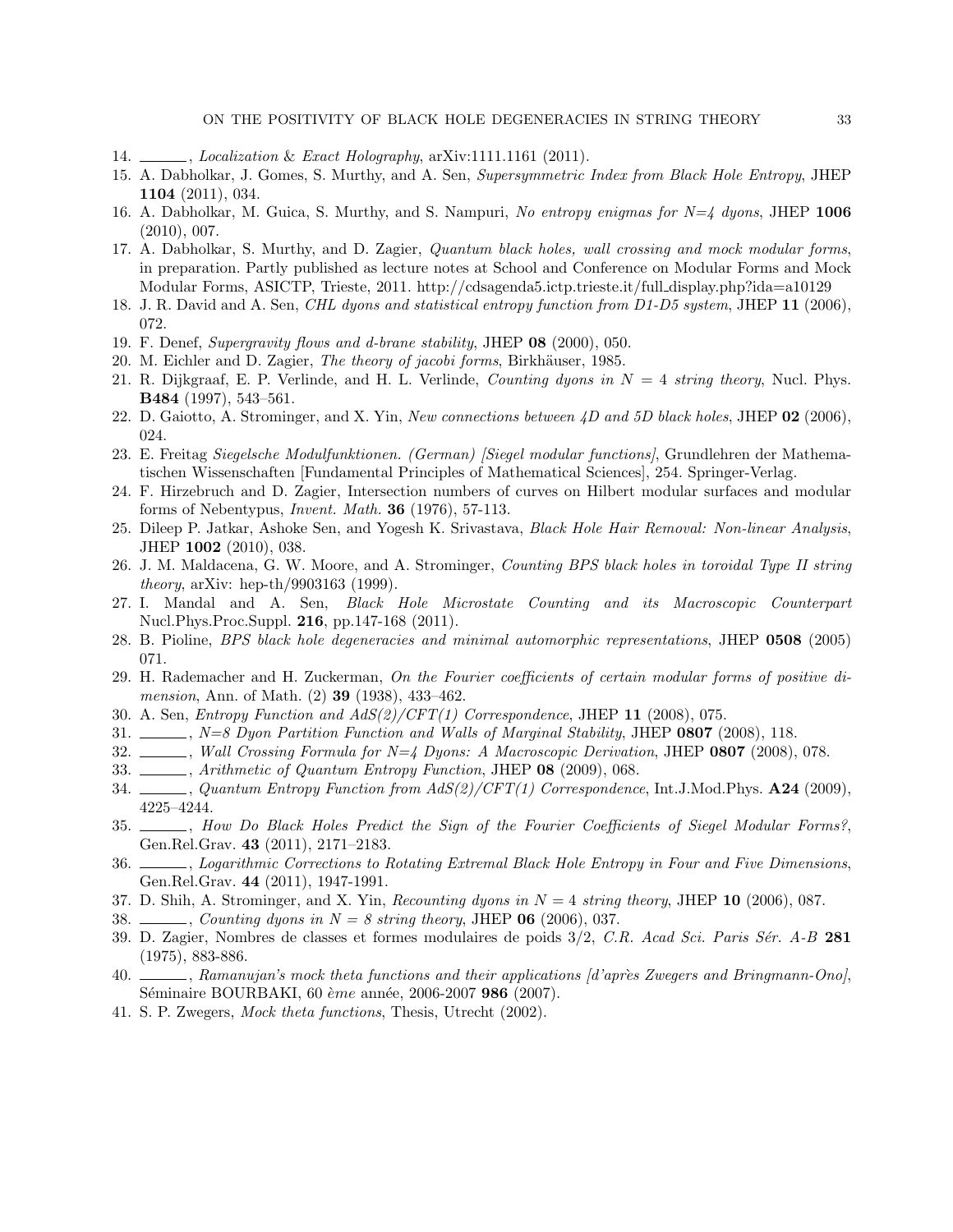14. ———, *Localization & Exact Holography*, arXiv:1111.1161 (2011).
15. A. Dabholkar, J. Gomes, S. Murthy, and A. Sen, *Supersymmetric Index from Black Hole Entropy*, JHEP **1104** (2011), 034.
16. A. Dabholkar, M. Guica, S. Murthy, and S. Nampuri, *No entropy enigmas for N=4 dyons*, JHEP **1006** (2010), 007.
17. A. Dabholkar, S. Murthy, and D. Zagier, *Quantum black holes, wall crossing and mock modular forms*, in preparation. Partly published as lecture notes at School and Conference on Modular Forms and Mock Modular Forms, ASICTP, Trieste, 2011. http://cdsagenda5.ictp.trieste.it/full_display.php?ida=a10129
18. J. R. David and A. Sen, *CHL dyons and statistical entropy function from D1-D5 system*, JHEP **11** (2006), 072.
19. F. Denef, *Supergravity flows and d-brane stability*, JHEP **08** (2000), 050.
20. M. Eichler and D. Zagier, *The theory of jacobi forms*, Birkhäuser, 1985.
21. R. Dijkgraaf, E. P. Verlinde, and H. L. Verlinde, *Counting dyons in $N = 4$ string theory*, Nucl. Phys. **B484** (1997), 543–561.
22. D. Gaiotto, A. Strominger, and X. Yin, *New connections between 4D and 5D black holes*, JHEP **02** (2006), 024.
23. E. Freitag *Siegelsche Modulfunktionen. (German) [Siegel modular functions]*, Grundlehren der Mathematischen Wissenschaften [Fundamental Principles of Mathematical Sciences], 254. Springer-Verlag.
24. F. Hirzebruch and D. Zagier, Intersection numbers of curves on Hilbert modular surfaces and modular forms of Nebentypus, *Invent. Math.* **36** (1976), 57-113.
25. Dileep P. Jatkar, Ashoke Sen, and Yogesh K. Srivastava, *Black Hole Hair Removal: Non-linear Analysis*, JHEP **1002** (2010), 038.
26. J. M. Maldacena, G. W. Moore, and A. Strominger, *Counting BPS black holes in toroidal Type II string theory*, arXiv: hep-th/9903163 (1999).
27. I. Mandal and A. Sen, *Black Hole Microstate Counting and its Macroscopic Counterpart* Nucl.Phys.Proc.Suppl. **216**, pp.147-168 (2011).
28. B. Pioline, *BPS black hole degeneracies and minimal automorphic representations*, JHEP **0508** (2005) 071.
29. H. Rademacher and H. Zuckerman, *On the Fourier coefficients of certain modular forms of positive dimension*, Ann. of Math. (2) **39** (1938), 433–462.
30. A. Sen, *Entropy Function and AdS(2)/CFT(1) Correspondence*, JHEP **11** (2008), 075.
31. ———, *N=8 Dyon Partition Function and Walls of Marginal Stability*, JHEP **0807** (2008), 118.
32. ———, *Wall Crossing Formula for N=4 Dyons: A Macroscopic Derivation*, JHEP **0807** (2008), 078.
33. ———, *Arithmetic of Quantum Entropy Function*, JHEP **08** (2009), 068.
34. ———, *Quantum Entropy Function from AdS(2)/CFT(1) Correspondence*, Int.J.Mod.Phys. **A24** (2009), 4225–4244.
35. ———, *How Do Black Holes Predict the Sign of the Fourier Coefficients of Siegel Modular Forms?*, Gen.Rel.Grav. **43** (2011), 2171–2183.
36. ———, *Logarithmic Corrections to Rotating Extremal Black Hole Entropy in Four and Five Dimensions*, Gen.Rel.Grav. **44** (2011), 1947-1991.
37. D. Shih, A. Strominger, and X. Yin, *Recounting dyons in $N = 4$ string theory*, JHEP **10** (2006), 087.
38. ———, *Counting dyons in $N = 8$ string theory*, JHEP **06** (2006), 037.
39. D. Zagier, Nombres de classes et formes modulaires de poids 3/2, *C.R. Acad Sci. Paris Sér. A-B* **281** (1975), 883-886.
40. ———, *Ramanujan's mock theta functions and their applications [d'après Zwegers and Bringmann-Ono]*, Séminaire BOURBAKI, 60 *ème* année, 2006-2007 **986** (2007).
41. S. P. Zwegers, *Mock theta functions*, Thesis, Utrecht (2002).